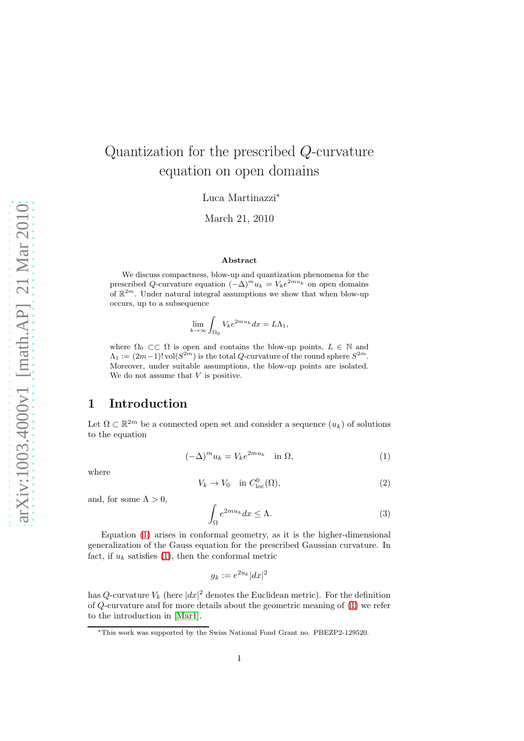# Quantization for the prescribed $Q$-curvature equation on open domains

Luca Martinazzi*

March 21, 2010

### Abstract

We discuss compactness, blow-up and quantization phenomena for the prescribed $Q$-curvature equation $(-\Delta)^m u_k = V_k e^{2mu_k}$ on open domains of $\mathbb{R}^{2m}$. Under natural integral assumptions we show that when blow-up occurs, up to a subsequence

$$\lim_{k\to\infty} \int_{\Omega_0} V_k e^{2mu_k} dx = L\Lambda_1,$$

where $\Omega_0 \subset\subset \Omega$ is open and contains the blow-up points, $L \in \mathbb{N}$ and $\Lambda_1 := (2m-1)! \operatorname{vol}(S^{2m})$ is the total $Q$-curvature of the round sphere $S^{2m}$. Moreover, under suitable assumptions, the blow-up points are isolated. We do not assume that $V$ is positive.

## 1 Introduction

Let $\Omega \subset \mathbb{R}^{2m}$ be a connected open set and consider a sequence $(u_k)$ of solutions to the equation

$$(-\Delta)^m u_k = V_k e^{2mu_k} \quad \text{in } \Omega, \tag{1}$$

where

$$V_k \to V_0 \quad \text{in } C^0_{\text{loc}}(\Omega), \tag{2}$$

and, for some $\Lambda > 0$,

$$\int_\Omega e^{2mu_k} dx \leq \Lambda. \tag{3}$$

Equation (1) arises in conformal geometry, as it is the higher-dimensional generalization of the Gauss equation for the prescribed Gaussian curvature. In fact, if $u_k$ satisfies (1), then the conformal metric

$$g_k := e^{2u_k}|dx|^2$$

has $Q$-curvature $V_k$ (here $|dx|^2$ denotes the Euclidean metric). For the definition of $Q$-curvature and for more details about the geometric meaning of (1) we refer to the introduction in [Mar1].

*This work was supported by the Swiss National Fond Grant no. PBEZP2-129520.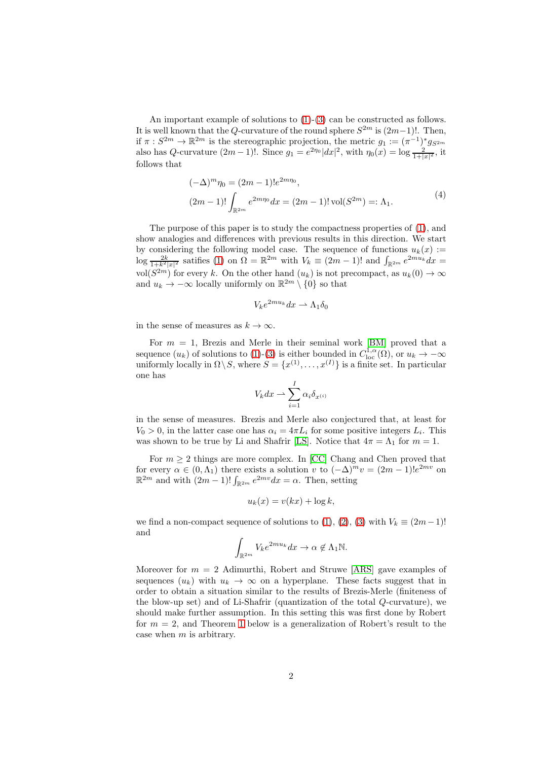An important example of solutions to (1)-(3) can be constructed as follows. It is well known that the $Q$-curvature of the round sphere $S^{2m}$ is $(2m-1)!$. Then, if $\pi : S^{2m} \to \mathbb{R}^{2m}$ is the stereographic projection, the metric $g_1 := (\pi^{-1})^* g_{S^{2m}}$ also has $Q$-curvature $(2m-1)!$. Since $g_1 = e^{2\eta_0}|dx|^2$, with $\eta_0(x) = \log \frac{2}{1+|x|^2}$, it follows that

$$
\begin{aligned}
&(-\Delta)^m \eta_0 = (2m-1)! e^{2m\eta_0}, \\
&(2m-1)! \int_{\mathbb{R}^{2m}} e^{2m\eta_0} dx = (2m-1)! \operatorname{vol}(S^{2m}) =: \Lambda_1.
\end{aligned}
\tag{4}
$$

The purpose of this paper is to study the compactness properties of (1), and show analogies and differences with previous results in this direction. We start by considering the following model case. The sequence of functions $u_k(x) := \log \frac{2k}{1+k^2|x|^2}$ satisfies (1) on $\Omega = \mathbb{R}^{2m}$ with $V_k \equiv (2m-1)!$ and $\int_{\mathbb{R}^{2m}} e^{2mu_k} dx = \operatorname{vol}(S^{2m})$ for every $k$. On the other hand $(u_k)$ is not precompact, as $u_k(0) \to \infty$ and $u_k \to -\infty$ locally uniformly on $\mathbb{R}^{2m} \setminus \{0\}$ so that

$$
V_k e^{2mu_k} dx \rightharpoonup \Lambda_1 \delta_0
$$

in the sense of measures as $k \to \infty$.

For $m = 1$, Brezis and Merle in their seminal work [BM] proved that a sequence $(u_k)$ of solutions to (1)-(3) is either bounded in $C^{1,\alpha}_{\mathrm{loc}}(\Omega)$, or $u_k \to -\infty$ uniformly locally in $\Omega \setminus S$, where $S = \{x^{(1)}, \ldots, x^{(I)}\}$ is a finite set. In particular one has

$$
V_k dx \rightharpoonup \sum_{i=1}^{I} \alpha_i \delta_{x^{(i)}}
$$

in the sense of measures. Brezis and Merle also conjectured that, at least for $V_0 > 0$, in the latter case one has $\alpha_i = 4\pi L_i$ for some positive integers $L_i$. This was shown to be true by Li and Shafrir [LS]. Notice that $4\pi = \Lambda_1$ for $m = 1$.

For $m \geq 2$ things are more complex. In [CC] Chang and Chen proved that for every $\alpha \in (0, \Lambda_1)$ there exists a solution $v$ to $(-\Delta)^m v = (2m-1)! e^{2mv}$ on $\mathbb{R}^{2m}$ and with $(2m-1)! \int_{\mathbb{R}^{2m}} e^{2mv} dx = \alpha$. Then, setting

$$
u_k(x) = v(kx) + \log k,
$$

we find a non-compact sequence of solutions to (1), (2), (3) with $V_k \equiv (2m-1)!$ and

$$
\int_{\mathbb{R}^{2m}} V_k e^{2mu_k} dx \to \alpha \notin \Lambda_1 \mathbb{N}.
$$

Moreover for $m = 2$ Adimurthi, Robert and Struwe [ARS] gave examples of sequences $(u_k)$ with $u_k \to \infty$ on a hyperplane. These facts suggest that in order to obtain a situation similar to the results of Brezis-Merle (finiteness of the blow-up set) and of Li-Shafrir (quantization of the total $Q$-curvature), we should make further assumption. In this setting this was first done by Robert for $m = 2$, and Theorem 1 below is a generalization of Robert's result to the case when $m$ is arbitrary.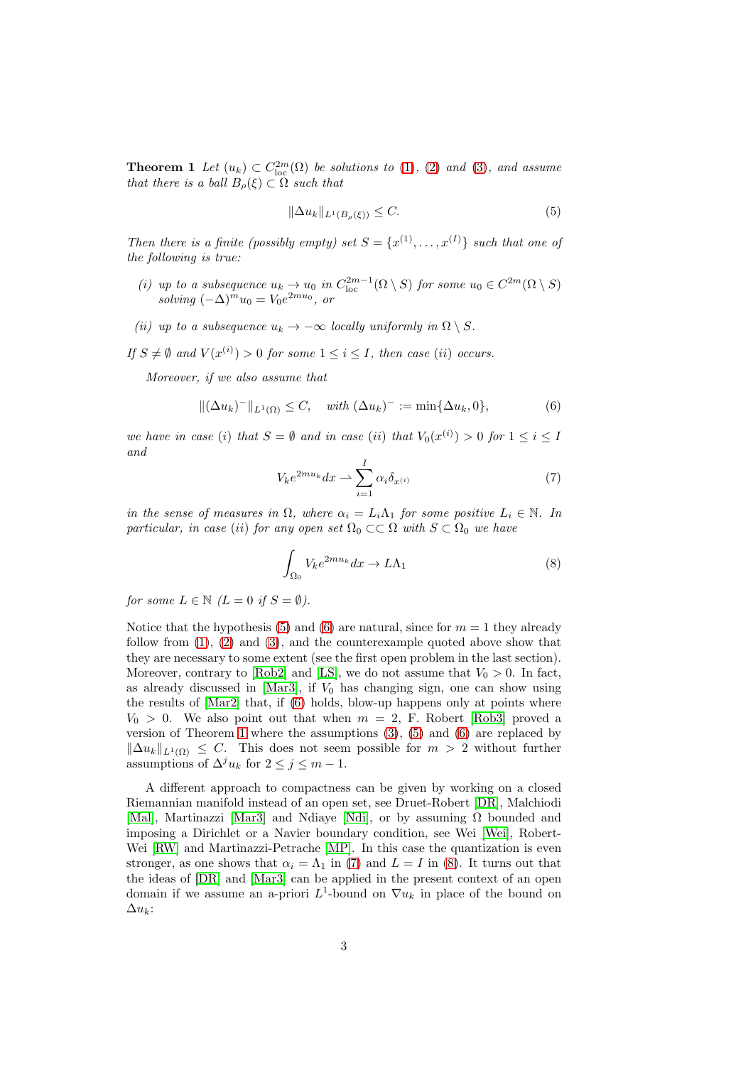**Theorem 1** *Let $(u_k) \subset C^{2m}_{\mathrm{loc}}(\Omega)$ be solutions to (1), (2) and (3), and assume that there is a ball $B_\rho(\xi) \subset \Omega$ such that*

$$\|\Delta u_k\|_{L^1(B_\rho(\xi))} \leq C. \tag{5}$$

*Then there is a finite (possibly empty) set $S = \{x^{(1)}, \ldots, x^{(I)}\}$ such that one of the following is true:*

*(i) up to a subsequence $u_k \to u_0$ in $C^{2m-1}_{\mathrm{loc}}(\Omega \setminus S)$ for some $u_0 \in C^{2m}(\Omega \setminus S)$ solving $(-\Delta)^m u_0 = V_0 e^{2mu_0}$, or*

*(ii) up to a subsequence $u_k \to -\infty$ locally uniformly in $\Omega \setminus S$.*

*If $S \neq \emptyset$ and $V(x^{(i)}) > 0$ for some $1 \leq i \leq I$, then case $(ii)$ occurs.*

*Moreover, if we also assume that*

$$\|(\Delta u_k)^-\|_{L^1(\Omega)} \leq C, \quad \text{with } (\Delta u_k)^- := \min\{\Delta u_k, 0\}, \tag{6}$$

*we have in case $(i)$ that $S = \emptyset$ and in case $(ii)$ that $V_0(x^{(i)}) > 0$ for $1 \leq i \leq I$ and*

$$V_k e^{2mu_k} dx \rightharpoonup \sum_{i=1}^{I} \alpha_i \delta_{x^{(i)}} \tag{7}$$

*in the sense of measures in $\Omega$, where $\alpha_i = L_i \Lambda_1$ for some positive $L_i \in \mathbb{N}$. In particular, in case $(ii)$ for any open set $\Omega_0 \subset\subset \Omega$ with $S \subset \Omega_0$ we have*

$$\int_{\Omega_0} V_k e^{2mu_k} dx \to L\Lambda_1 \tag{8}$$

*for some $L \in \mathbb{N}$ ($L = 0$ if $S = \emptyset$).*

Notice that the hypothesis (5) and (6) are natural, since for $m = 1$ they already follow from (1), (2) and (3), and the counterexample quoted above show that they are necessary to some extent (see the first open problem in the last section). Moreover, contrary to [Rob2] and [LS], we do not assume that $V_0 > 0$. In fact, as already discussed in [Mar3], if $V_0$ has changing sign, one can show using the results of [Mar2] that, if (6) holds, blow-up happens only at points where $V_0 > 0$. We also point out that when $m = 2$, F. Robert [Rob3] proved a version of Theorem 1 where the assumptions (3), (5) and (6) are replaced by $\|\Delta u_k\|_{L^1(\Omega)} \leq C$. This does not seem possible for $m > 2$ without further assumptions of $\Delta^j u_k$ for $2 \leq j \leq m-1$.

A different approach to compactness can be given by working on a closed Riemannian manifold instead of an open set, see Druet-Robert [DR], Malchiodi [Mal], Martinazzi [Mar3] and Ndiaye [Ndi], or by assuming $\Omega$ bounded and imposing a Dirichlet or a Navier boundary condition, see Wei [Wei], Robert-Wei [RW] and Martinazzi-Petrache [MP]. In this case the quantization is even stronger, as one shows that $\alpha_i = \Lambda_1$ in (7) and $L = I$ in (8). It turns out that the ideas of [DR] and [Mar3] can be applied in the present context of an open domain if we assume an a-priori $L^1$-bound on $\nabla u_k$ in place of the bound on $\Delta u_k$: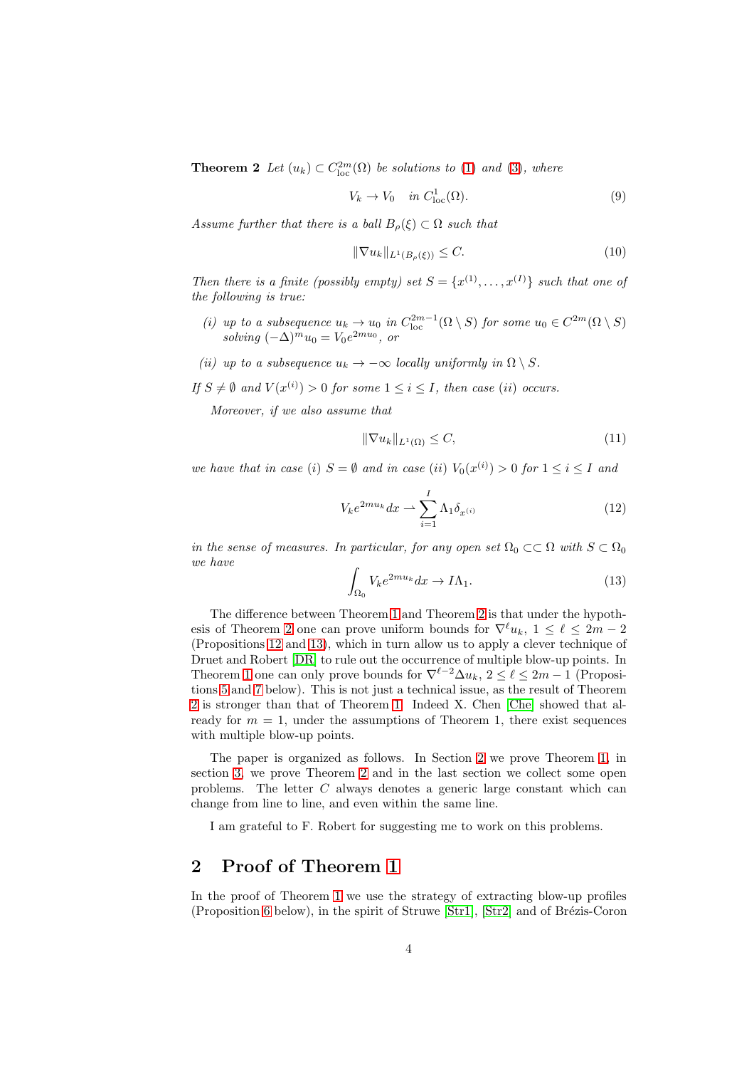**Theorem 2** *Let $(u_k) \subset C^{2m}_{\mathrm{loc}}(\Omega)$ be solutions to (1) and (3), where*

$$V_k \to V_0 \quad \text{in } C^1_{\mathrm{loc}}(\Omega). \tag{9}$$

*Assume further that there is a ball $B_\rho(\xi) \subset \Omega$ such that*

$$\|\nabla u_k\|_{L^1(B_\rho(\xi))} \leq C. \tag{10}$$

*Then there is a finite (possibly empty) set $S = \{x^{(1)}, \ldots, x^{(I)}\}$ such that one of the following is true:*

- *(i) up to a subsequence $u_k \to u_0$ in $C^{2m-1}_{\mathrm{loc}}(\Omega \setminus S)$ for some $u_0 \in C^{2m}(\Omega \setminus S)$ solving $(-\Delta)^m u_0 = V_0 e^{2mu_0}$, or*
- *(ii) up to a subsequence $u_k \to -\infty$ locally uniformly in $\Omega \setminus S$.*

*If $S \neq \emptyset$ and $V(x^{(i)}) > 0$ for some $1 \leq i \leq I$, then case (ii) occurs.*

*Moreover, if we also assume that*

$$\|\nabla u_k\|_{L^1(\Omega)} \leq C, \tag{11}$$

*we have that in case (i) $S = \emptyset$ and in case (ii) $V_0(x^{(i)}) > 0$ for $1 \leq i \leq I$ and*

$$V_k e^{2mu_k} dx \rightharpoonup \sum_{i=1}^{I} \Lambda_1 \delta_{x^{(i)}} \tag{12}$$

*in the sense of measures. In particular, for any open set $\Omega_0 \subset\subset \Omega$ with $S \subset \Omega_0$ we have*

$$\int_{\Omega_0} V_k e^{2mu_k} dx \to I\Lambda_1. \tag{13}$$

The difference between Theorem 1 and Theorem 2 is that under the hypothesis of Theorem 2 one can prove uniform bounds for $\nabla^\ell u_k$, $1 \leq \ell \leq 2m-2$ (Propositions 12 and 13), which in turn allow us to apply a clever technique of Druet and Robert [DR] to rule out the occurrence of multiple blow-up points. In Theorem 1 one can only prove bounds for $\nabla^{\ell-2}\Delta u_k$, $2 \leq \ell \leq 2m-1$ (Propositions 5 and 7 below). This is not just a technical issue, as the result of Theorem 2 is stronger than that of Theorem 1. Indeed X. Chen [Che] showed that already for $m = 1$, under the assumptions of Theorem 1, there exist sequences with multiple blow-up points.

The paper is organized as follows. In Section 2 we prove Theorem 1, in section 3, we prove Theorem 2 and in the last section we collect some open problems. The letter $C$ always denotes a generic large constant which can change from line to line, and even within the same line.

I am grateful to F. Robert for suggesting me to work on this problems.

## 2 Proof of Theorem 1

In the proof of Theorem 1 we use the strategy of extracting blow-up profiles (Proposition 6 below), in the spirit of Struwe [Str1], [Str2] and of Brézis-Coron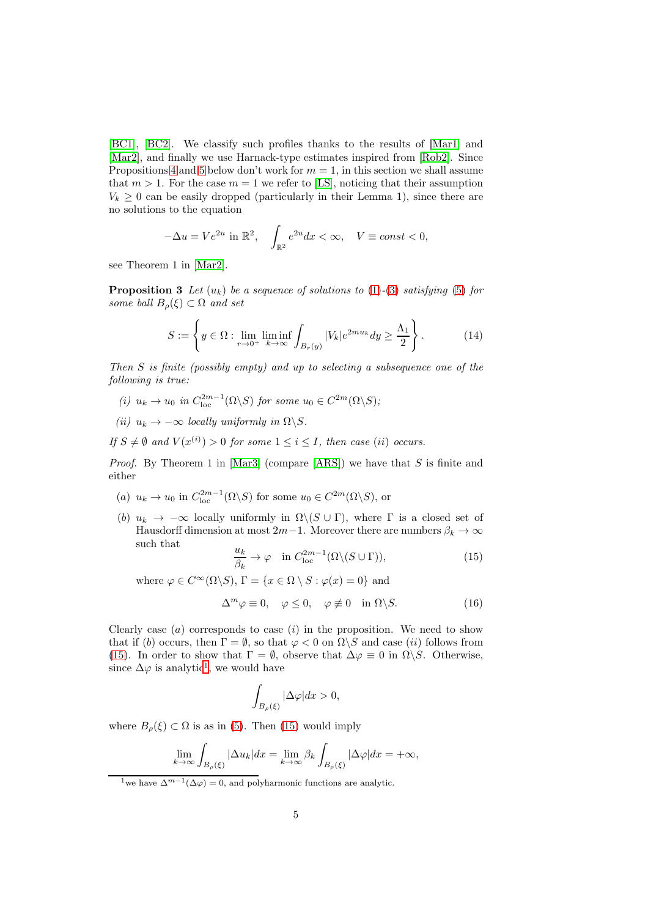[BC1], [BC2]. We classify such profiles thanks to the results of [Mar1] and [Mar2], and finally we use Harnack-type estimates inspired from [Rob2]. Since Propositions 4 and 5 below don't work for $m = 1$, in this section we shall assume that $m > 1$. For the case $m = 1$ we refer to [LS], noticing that their assumption $V_k \geq 0$ can be easily dropped (particularly in their Lemma 1), since there are no solutions to the equation

$$-\Delta u = Ve^{2u} \text{ in } \mathbb{R}^2, \quad \int_{\mathbb{R}^2} e^{2u} dx < \infty, \quad V \equiv const < 0,$$

see Theorem 1 in [Mar2].

**Proposition 3** *Let $(u_k)$ be a sequence of solutions to (1)-(3) satisfying (5) for some ball $B_\rho(\xi) \subset \Omega$ and set*

$$S := \left\{ y \in \Omega : \lim_{r \to 0^+} \liminf_{k \to \infty} \int_{B_r(y)} |V_k| e^{2mu_k} dy \geq \frac{\Lambda_1}{2} \right\}. \tag{14}$$

*Then $S$ is finite (possibly empty) and up to selecting a subsequence one of the following is true:*

*(i) $u_k \to u_0$ in $C^{2m-1}_{\mathrm{loc}}(\Omega \backslash S)$ for some $u_0 \in C^{2m}(\Omega \backslash S)$;*

*(ii) $u_k \to -\infty$ locally uniformly in $\Omega \backslash S$.*

*If $S \neq \emptyset$ and $V(x^{(i)}) > 0$ for some $1 \leq i \leq I$, then case $(ii)$ occurs.*

*Proof.* By Theorem 1 in [Mar3] (compare [ARS]) we have that $S$ is finite and either

(a) $u_k \to u_0$ in $C^{2m-1}_{\mathrm{loc}}(\Omega \backslash S)$ for some $u_0 \in C^{2m}(\Omega \backslash S)$, or

(b) $u_k \to -\infty$ locally uniformly in $\Omega \backslash (S \cup \Gamma)$, where $\Gamma$ is a closed set of Hausdorff dimension at most $2m-1$. Moreover there are numbers $\beta_k \to \infty$ such that

$$\frac{u_k}{\beta_k} \to \varphi \quad \text{in } C^{2m-1}_{\mathrm{loc}}(\Omega \backslash (S \cup \Gamma)), \tag{15}$$

where $\varphi \in C^\infty(\Omega \backslash S)$, $\Gamma = \{x \in \Omega \setminus S : \varphi(x) = 0\}$ and

$$\Delta^m \varphi \equiv 0, \quad \varphi \leq 0, \quad \varphi \not\equiv 0 \quad \text{in } \Omega \backslash S. \tag{16}$$

Clearly case $(a)$ corresponds to case $(i)$ in the proposition. We need to show that if $(b)$ occurs, then $\Gamma = \emptyset$, so that $\varphi < 0$ on $\Omega \backslash S$ and case $(ii)$ follows from (15). In order to show that $\Gamma = \emptyset$, observe that $\Delta \varphi \equiv 0$ in $\Omega \backslash S$. Otherwise, since $\Delta \varphi$ is analytic[1], we would have

$$\int_{B_\rho(\xi)} |\Delta \varphi| dx > 0,$$

where $B_\rho(\xi) \subset \Omega$ is as in (5). Then (15) would imply

$$\lim_{k \to \infty} \int_{B_\rho(\xi)} |\Delta u_k| dx = \lim_{k \to \infty} \beta_k \int_{B_\rho(\xi)} |\Delta \varphi| dx = +\infty,$$

[1] we have $\Delta^{m-1}(\Delta \varphi) = 0$, and polyharmonic functions are analytic.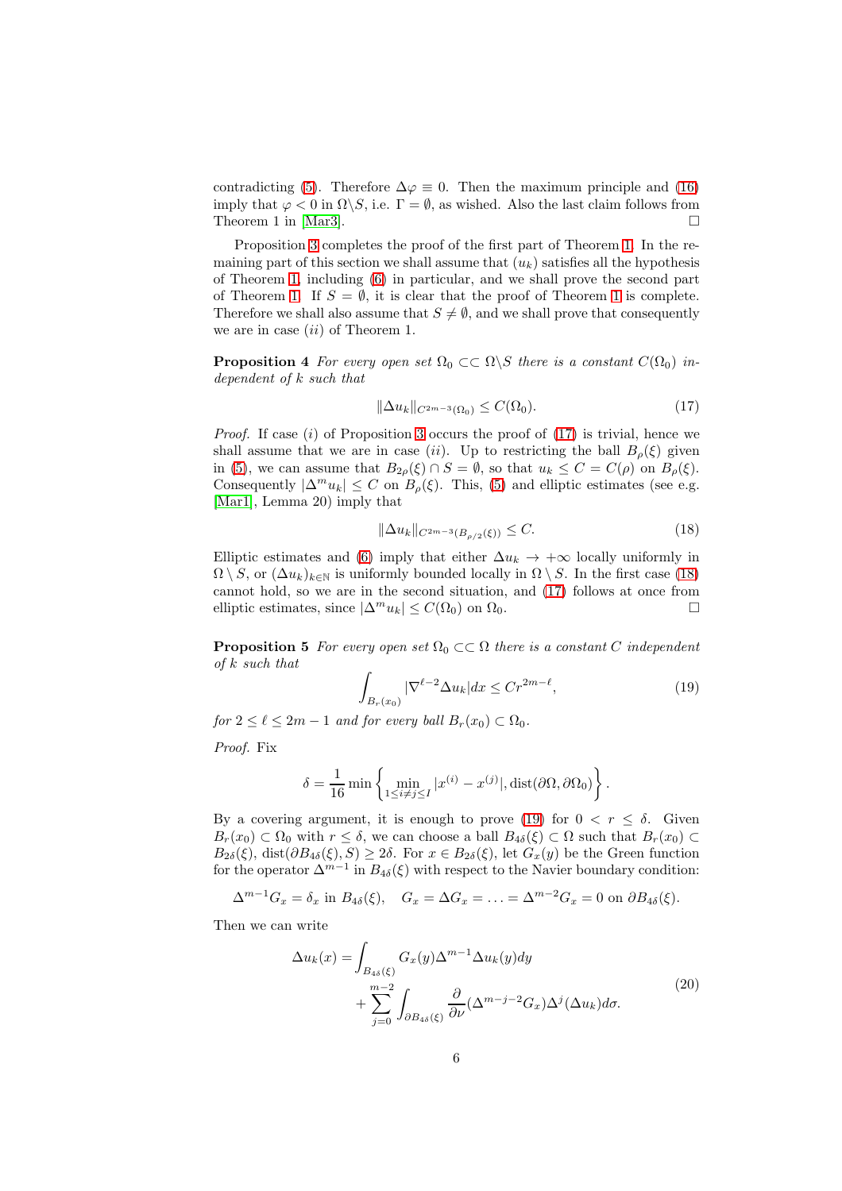contradicting (5). Therefore $\Delta\varphi \equiv 0$. Then the maximum principle and (16) imply that $\varphi < 0$ in $\Omega\backslash S$, i.e. $\Gamma = \emptyset$, as wished. Also the last claim follows from Theorem 1 in [Mar3]. □

Proposition 3 completes the proof of the first part of Theorem 1. In the remaining part of this section we shall assume that $(u_k)$ satisfies all the hypothesis of Theorem 1, including (6) in particular, and we shall prove the second part of Theorem 1. If $S = \emptyset$, it is clear that the proof of Theorem 1 is complete. Therefore we shall also assume that $S \neq \emptyset$, and we shall prove that consequently we are in case $(ii)$ of Theorem 1.

**Proposition 4** *For every open set $\Omega_0 \subset\subset \Omega\backslash S$ there is a constant $C(\Omega_0)$ independent of $k$ such that*

$$\|\Delta u_k\|_{C^{2m-3}(\Omega_0)} \leq C(\Omega_0). \tag{17}$$

*Proof.* If case $(i)$ of Proposition 3 occurs the proof of (17) is trivial, hence we shall assume that we are in case $(ii)$. Up to restricting the ball $B_\rho(\xi)$ given in (5), we can assume that $B_{2\rho}(\xi) \cap S = \emptyset$, so that $u_k \leq C = C(\rho)$ on $B_\rho(\xi)$. Consequently $|\Delta^m u_k| \leq C$ on $B_\rho(\xi)$. This, (5) and elliptic estimates (see e.g. [Mar1], Lemma 20) imply that

$$\|\Delta u_k\|_{C^{2m-3}(B_{\rho/2}(\xi))} \leq C. \tag{18}$$

Elliptic estimates and (6) imply that either $\Delta u_k \to +\infty$ locally uniformly in $\Omega \setminus S$, or $(\Delta u_k)_{k\in\mathbb{N}}$ is uniformly bounded locally in $\Omega \setminus S$. In the first case (18) cannot hold, so we are in the second situation, and (17) follows at once from elliptic estimates, since $|\Delta^m u_k| \leq C(\Omega_0)$ on $\Omega_0$. □

**Proposition 5** *For every open set $\Omega_0 \subset\subset \Omega$ there is a constant $C$ independent of $k$ such that*

$$\int_{B_r(x_0)} |\nabla^{\ell-2}\Delta u_k| dx \leq C r^{2m-\ell}, \tag{19}$$

*for $2 \leq \ell \leq 2m-1$ and for every ball $B_r(x_0) \subset \Omega_0$.*

*Proof.* Fix

$$\delta = \frac{1}{16}\min\left\{\min_{1\leq i\neq j\leq I}|x^{(i)} - x^{(j)}|, \operatorname{dist}(\partial\Omega, \partial\Omega_0)\right\}.$$

By a covering argument, it is enough to prove (19) for $0 < r \leq \delta$. Given $B_r(x_0) \subset \Omega_0$ with $r \leq \delta$, we can choose a ball $B_{4\delta}(\xi) \subset \Omega$ such that $B_r(x_0) \subset B_{2\delta}(\xi)$, $\operatorname{dist}(\partial B_{4\delta}(\xi), S) \geq 2\delta$. For $x \in B_{2\delta}(\xi)$, let $G_x(y)$ be the Green function for the operator $\Delta^{m-1}$ in $B_{4\delta}(\xi)$ with respect to the Navier boundary condition:

$$\Delta^{m-1}G_x = \delta_x \text{ in } B_{4\delta}(\xi), \quad G_x = \Delta G_x = \ldots = \Delta^{m-2}G_x = 0 \text{ on } \partial B_{4\delta}(\xi).$$

Then we can write

$$\begin{split}\Delta u_k(x) = &\int_{B_{4\delta}(\xi)} G_x(y)\Delta^{m-1}\Delta u_k(y)dy \\ &+ \sum_{j=0}^{m-2}\int_{\partial B_{4\delta}(\xi)} \frac{\partial}{\partial\nu}(\Delta^{m-j-2}G_x)\Delta^j(\Delta u_k)d\sigma.\end{split} \tag{20}$$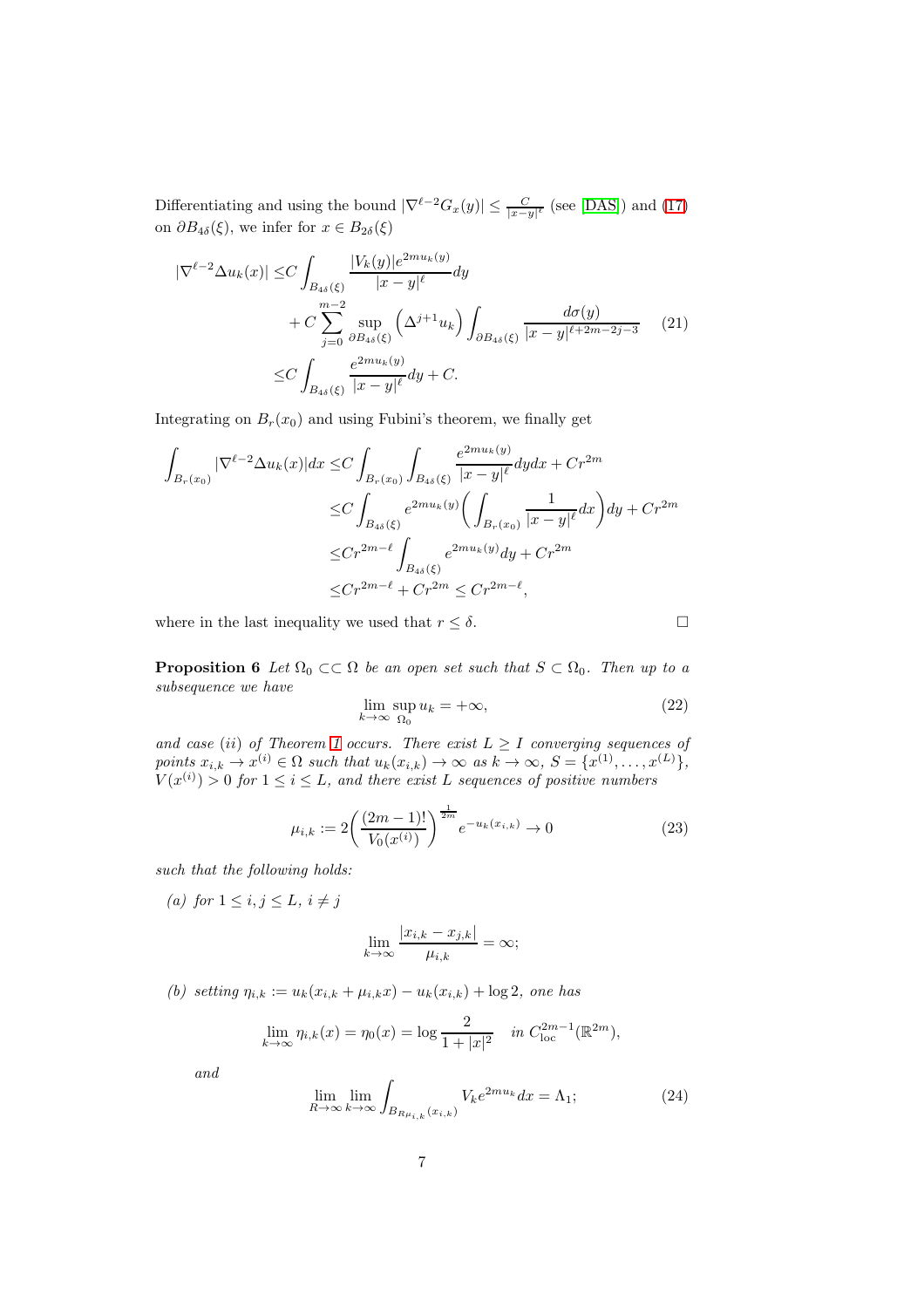Differentiating and using the bound $|\nabla^{\ell-2}G_x(y)| \leq \frac{C}{|x-y|^\ell}$ (see [DAS]) and (17) on $\partial B_{4\delta}(\xi)$, we infer for $x \in B_{2\delta}(\xi)$

$$
\begin{aligned}
|\nabla^{\ell-2}\Delta u_k(x)| \leq & C\int_{B_{4\delta}(\xi)} \frac{|V_k(y)|e^{2mu_k(y)}}{|x-y|^\ell}dy \\
&+ C\sum_{j=0}^{m-2} \sup_{\partial B_{4\delta}(\xi)} \Big(\Delta^{j+1}u_k\Big)\int_{\partial B_{4\delta}(\xi)} \frac{d\sigma(y)}{|x-y|^{\ell+2m-2j-3}} \\
\leq & C\int_{B_{4\delta}(\xi)} \frac{e^{2mu_k(y)}}{|x-y|^\ell}dy + C.
\end{aligned}
\tag{21}
$$

Integrating on $B_r(x_0)$ and using Fubini's theorem, we finally get

$$
\begin{aligned}
\int_{B_r(x_0)} |\nabla^{\ell-2}\Delta u_k(x)|dx \leq & C\int_{B_r(x_0)}\int_{B_{4\delta}(\xi)} \frac{e^{2mu_k(y)}}{|x-y|^\ell}dydx + Cr^{2m} \\
\leq & C\int_{B_{4\delta}(\xi)} e^{2mu_k(y)}\bigg(\int_{B_r(x_0)} \frac{1}{|x-y|^\ell}dx\bigg)dy + Cr^{2m} \\
\leq & Cr^{2m-\ell}\int_{B_{4\delta}(\xi)} e^{2mu_k(y)}dy + Cr^{2m} \\
\leq & Cr^{2m-\ell} + Cr^{2m} \leq Cr^{2m-\ell},
\end{aligned}
$$

where in the last inequality we used that $r \leq \delta$. $\square$

**Proposition 6** *Let $\Omega_0 \subset\subset \Omega$ be an open set such that $S \subset \Omega_0$. Then up to a subsequence we have*

$$
\lim_{k\to\infty} \sup_{\Omega_0} u_k = +\infty, \tag{22}
$$

*and case (ii) of Theorem 1 occurs. There exist $L \geq I$ converging sequences of points $x_{i,k} \to x^{(i)} \in \Omega$ such that $u_k(x_{i,k}) \to \infty$ as $k \to \infty$, $S = \{x^{(1)}, \ldots, x^{(L)}\}$, $V(x^{(i)}) > 0$ for $1 \leq i \leq L$, and there exist $L$ sequences of positive numbers*

$$
\mu_{i,k} := 2\bigg(\frac{(2m-1)!}{V_0(x^{(i)})}\bigg)^{\frac{1}{2m}} e^{-u_k(x_{i,k})} \to 0 \tag{23}
$$

*such that the following holds:*

*(a) for $1 \leq i,j \leq L$, $i \neq j$*

$$
\lim_{k\to\infty} \frac{|x_{i,k}-x_{j,k}|}{\mu_{i,k}} = \infty;
$$

*(b) setting $\eta_{i,k} := u_k(x_{i,k}+\mu_{i,k}x) - u_k(x_{i,k}) + \log 2$, one has*

$$
\lim_{k\to\infty} \eta_{i,k}(x) = \eta_0(x) = \log\frac{2}{1+|x|^2} \quad \text{in } C^{2m-1}_{\mathrm{loc}}(\mathbb{R}^{2m}),
$$

*and*

$$
\lim_{R\to\infty}\lim_{k\to\infty} \int_{B_{R\mu_{i,k}}(x_{i,k})} V_k e^{2mu_k}dx = \Lambda_1; \tag{24}
$$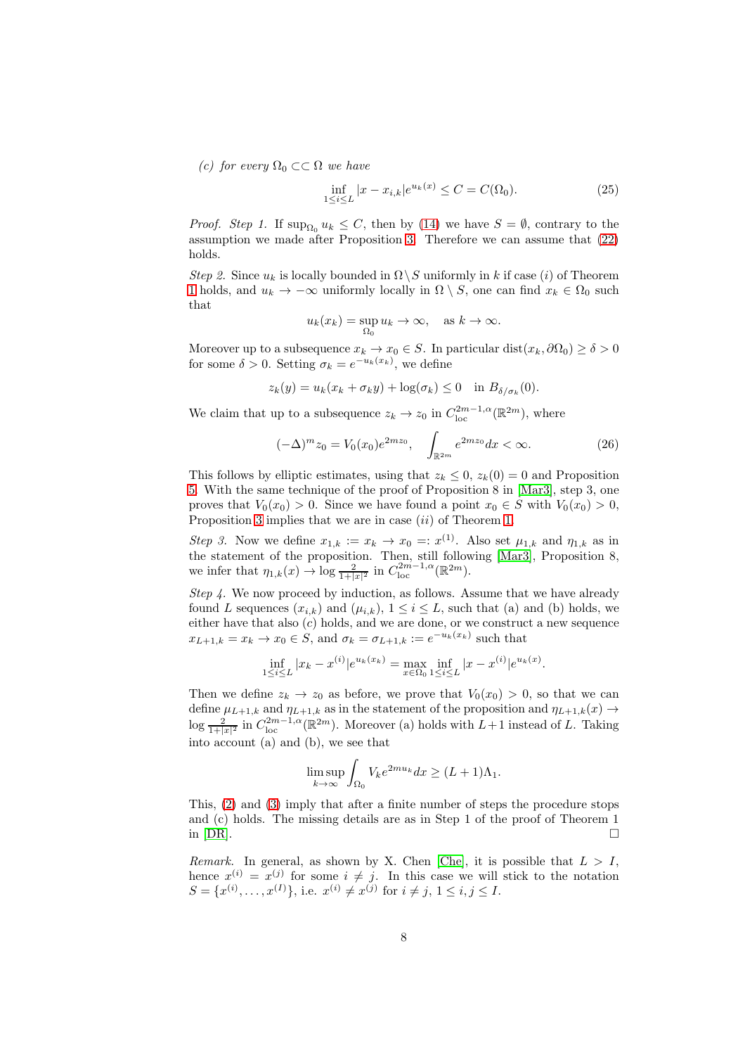*(c) for every $\Omega_0 \subset\subset \Omega$ we have*

$$\inf_{1\le i\le L} |x - x_{i,k}|e^{u_k(x)} \le C = C(\Omega_0). \tag{25}$$

*Proof. Step 1.* If $\sup_{\Omega_0} u_k \le C$, then by (14) we have $S = \emptyset$, contrary to the assumption we made after Proposition 3. Therefore we can assume that (22) holds.

*Step 2.* Since $u_k$ is locally bounded in $\Omega \setminus S$ uniformly in $k$ if case $(i)$ of Theorem 1 holds, and $u_k \to -\infty$ uniformly locally in $\Omega \setminus S$, one can find $x_k \in \Omega_0$ such that

$$u_k(x_k) = \sup_{\Omega_0} u_k \to \infty, \quad \text{as } k \to \infty.$$

Moreover up to a subsequence $x_k \to x_0 \in S$. In particular $\operatorname{dist}(x_k, \partial\Omega_0) \ge \delta > 0$ for some $\delta > 0$. Setting $\sigma_k = e^{-u_k(x_k)}$, we define

$$z_k(y) = u_k(x_k + \sigma_k y) + \log(\sigma_k) \le 0 \quad \text{in } B_{\delta/\sigma_k}(0).$$

We claim that up to a subsequence $z_k \to z_0$ in $C^{2m-1,\alpha}_{\mathrm{loc}}(\mathbb{R}^{2m})$, where

$$(-\Delta)^m z_0 = V_0(x_0)e^{2mz_0}, \quad \int_{\mathbb{R}^{2m}} e^{2mz_0}dx < \infty. \tag{26}$$

This follows by elliptic estimates, using that $z_k \le 0$, $z_k(0) = 0$ and Proposition 5. With the same technique of the proof of Proposition 8 in [Mar3], step 3, one proves that $V_0(x_0) > 0$. Since we have found a point $x_0 \in S$ with $V_0(x_0) > 0$, Proposition 3 implies that we are in case $(ii)$ of Theorem 1.

*Step 3.* Now we define $x_{1,k} := x_k \to x_0 =: x^{(1)}$. Also set $\mu_{1,k}$ and $\eta_{1,k}$ as in the statement of the proposition. Then, still following [Mar3], Proposition 8, we infer that $\eta_{1,k}(x) \to \log \frac{2}{1+|x|^2}$ in $C^{2m-1,\alpha}_{\mathrm{loc}}(\mathbb{R}^{2m})$.

*Step 4.* We now proceed by induction, as follows. Assume that we have already found $L$ sequences $(x_{i,k})$ and $(\mu_{i,k})$, $1 \le i \le L$, such that (a) and (b) holds, we either have that also $(c)$ holds, and we are done, or we construct a new sequence $x_{L+1,k} = x_k \to x_0 \in S$, and $\sigma_k = \sigma_{L+1,k} := e^{-u_k(x_k)}$ such that

$$\inf_{1\le i\le L} |x_k - x^{(i)}|e^{u_k(x_k)} = \max_{x\in\Omega_0} \inf_{1\le i\le L} |x - x^{(i)}|e^{u_k(x)}.$$

Then we define $z_k \to z_0$ as before, we prove that $V_0(x_0) > 0$, so that we can define $\mu_{L+1,k}$ and $\eta_{L+1,k}$ as in the statement of the proposition and $\eta_{L+1,k}(x) \to \log \frac{2}{1+|x|^2}$ in $C^{2m-1,\alpha}_{\mathrm{loc}}(\mathbb{R}^{2m})$. Moreover (a) holds with $L+1$ instead of $L$. Taking into account (a) and (b), we see that

$$\limsup_{k\to\infty} \int_{\Omega_0} V_k e^{2mu_k}dx \ge (L+1)\Lambda_1.$$

This, (2) and (3) imply that after a finite number of steps the procedure stops and (c) holds. The missing details are as in Step 1 of the proof of Theorem 1 in [DR]. $\square$

*Remark.* In general, as shown by X. Chen [Che], it is possible that $L > I$, hence $x^{(i)} = x^{(j)}$ for some $i \neq j$. In this case we will stick to the notation $S = \{x^{(i)}, \dots, x^{(I)}\}$, i.e. $x^{(i)} \neq x^{(j)}$ for $i \neq j$, $1 \le i, j \le I$.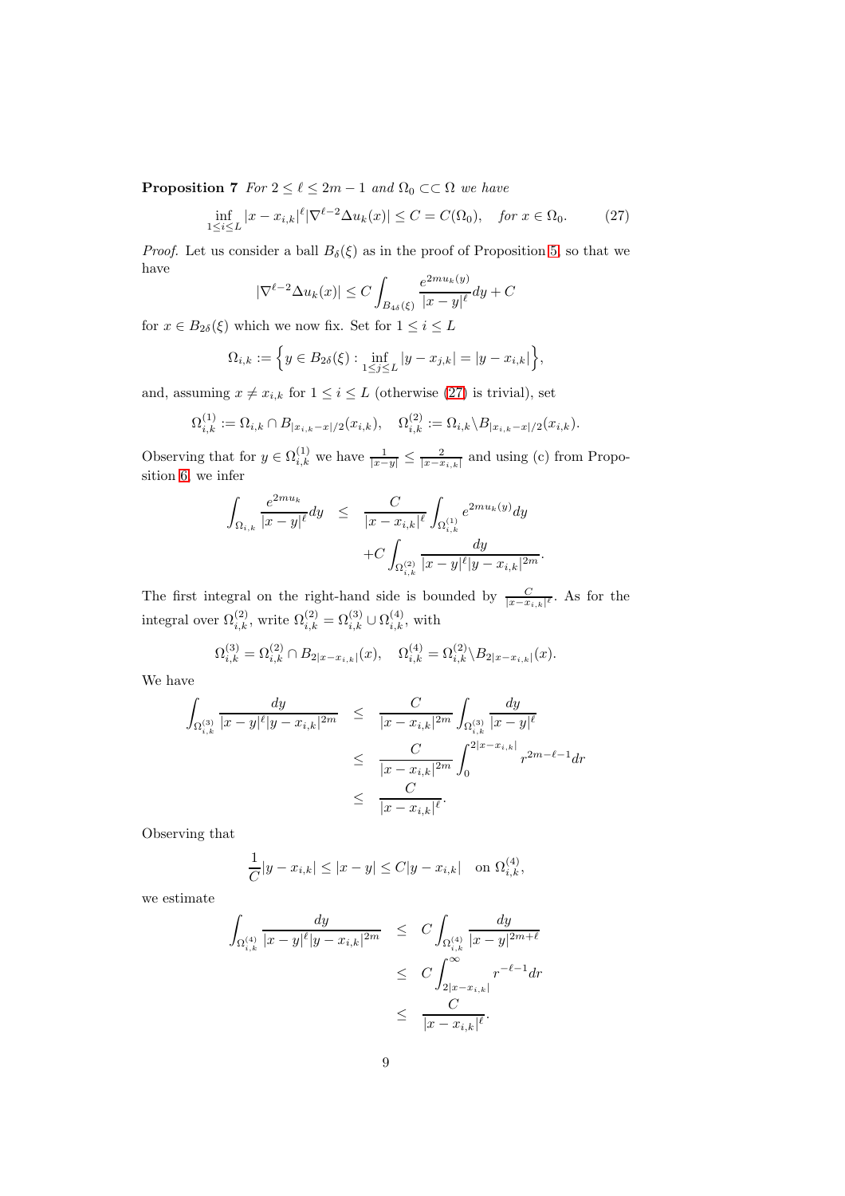**Proposition 7** *For $2 \le \ell \le 2m-1$ and $\Omega_0 \subset\subset \Omega$ we have*

$$\inf_{1\le i\le L} |x - x_{i,k}|^\ell |\nabla^{\ell-2}\Delta u_k(x)| \le C = C(\Omega_0), \quad \text{for } x \in \Omega_0. \tag{27}$$

*Proof.* Let us consider a ball $B_\delta(\xi)$ as in the proof of Proposition 5, so that we have

$$|\nabla^{\ell-2}\Delta u_k(x)| \le C \int_{B_{4\delta}(\xi)} \frac{e^{2mu_k(y)}}{|x-y|^\ell} dy + C$$

for $x \in B_{2\delta}(\xi)$ which we now fix. Set for $1 \le i \le L$

$$\Omega_{i,k} := \Big\{ y \in B_{2\delta}(\xi) : \inf_{1\le j\le L} |y - x_{j,k}| = |y - x_{i,k}| \Big\},$$

and, assuming $x \ne x_{i,k}$ for $1 \le i \le L$ (otherwise (27) is trivial), set

$$\Omega^{(1)}_{i,k} := \Omega_{i,k} \cap B_{|x_{i,k}-x|/2}(x_{i,k}), \quad \Omega^{(2)}_{i,k} := \Omega_{i,k} \backslash B_{|x_{i,k}-x|/2}(x_{i,k}).$$

Observing that for $y \in \Omega^{(1)}_{i,k}$ we have $\frac{1}{|x-y|} \le \frac{2}{|x-x_{i,k}|}$ and using (c) from Proposition 6, we infer

$$\begin{aligned}
\int_{\Omega_{i,k}} \frac{e^{2mu_k}}{|x-y|^\ell} dy &\le \frac{C}{|x-x_{i,k}|^\ell} \int_{\Omega^{(1)}_{i,k}} e^{2mu_k(y)} dy \\
&\quad + C \int_{\Omega^{(2)}_{i,k}} \frac{dy}{|x-y|^\ell |y-x_{i,k}|^{2m}}.
\end{aligned}$$

The first integral on the right-hand side is bounded by $\frac{C}{|x-x_{i,k}|^\ell}$. As for the integral over $\Omega^{(2)}_{i,k}$, write $\Omega^{(2)}_{i,k} = \Omega^{(3)}_{i,k} \cup \Omega^{(4)}_{i,k}$, with

$$\Omega^{(3)}_{i,k} = \Omega^{(2)}_{i,k} \cap B_{2|x-x_{i,k}|}(x), \quad \Omega^{(4)}_{i,k} = \Omega^{(2)}_{i,k} \backslash B_{2|x-x_{i,k}|}(x).$$

We have

$$\begin{aligned}
\int_{\Omega^{(3)}_{i,k}} \frac{dy}{|x-y|^\ell |y-x_{i,k}|^{2m}} &\le \frac{C}{|x-x_{i,k}|^{2m}} \int_{\Omega^{(3)}_{i,k}} \frac{dy}{|x-y|^\ell} \\
&\le \frac{C}{|x-x_{i,k}|^{2m}} \int_0^{2|x-x_{i,k}|} r^{2m-\ell-1} dr \\
&\le \frac{C}{|x-x_{i,k}|^\ell}.
\end{aligned}$$

Observing that

$$\frac{1}{C}|y-x_{i,k}| \le |x-y| \le C|y-x_{i,k}| \quad \text{on } \Omega^{(4)}_{i,k},$$

we estimate

$$\begin{aligned}
\int_{\Omega^{(4)}_{i,k}} \frac{dy}{|x-y|^\ell |y-x_{i,k}|^{2m}} &\le C \int_{\Omega^{(4)}_{i,k}} \frac{dy}{|x-y|^{2m+\ell}} \\
&\le C \int_{2|x-x_{i,k}|}^\infty r^{-\ell-1} dr \\
&\le \frac{C}{|x-x_{i,k}|^\ell}.
\end{aligned}$$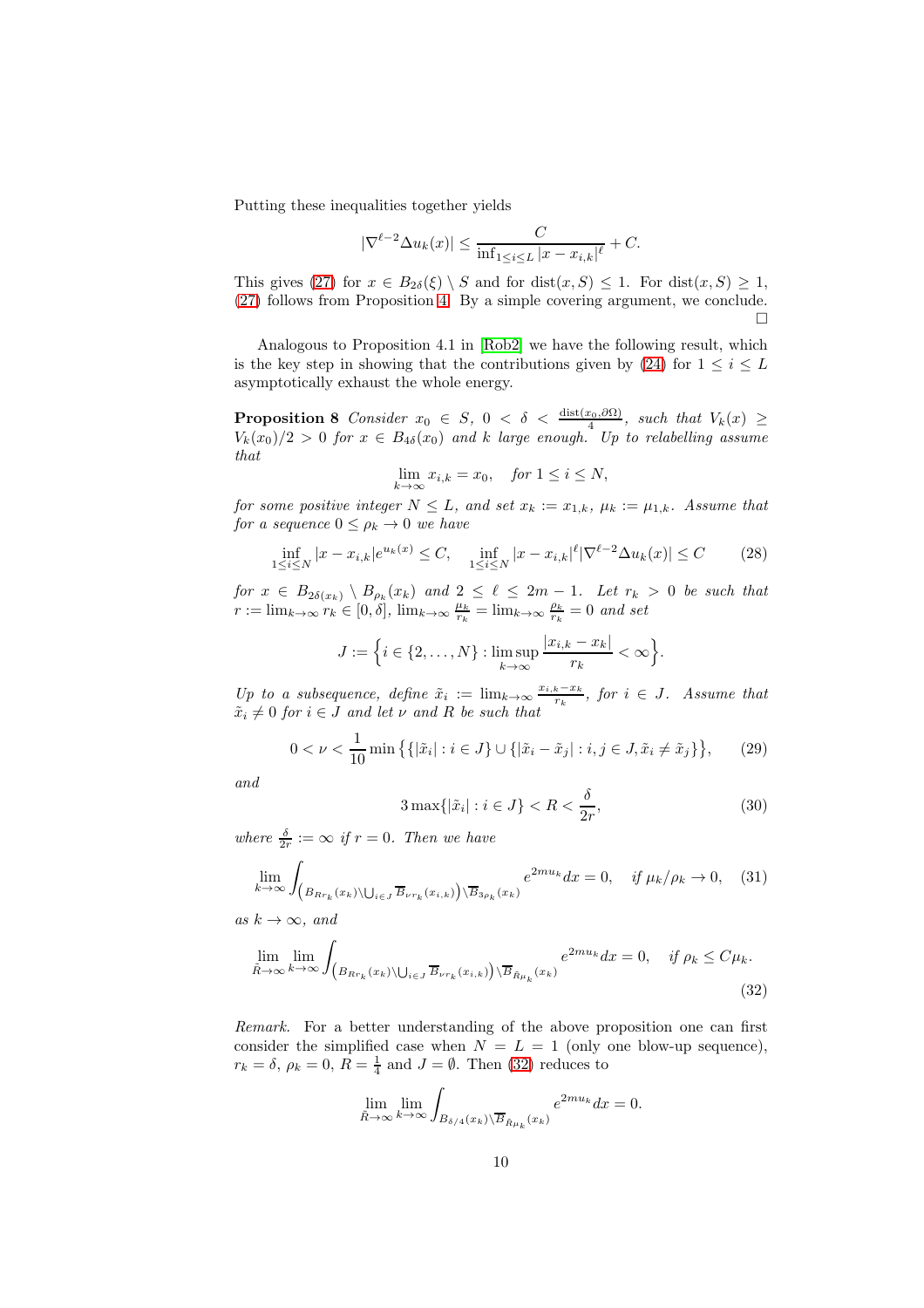Putting these inequalities together yields

$$|\nabla^{\ell-2}\Delta u_k(x)| \leq \frac{C}{\inf_{1\leq i\leq L}|x-x_{i,k}|^\ell}+C.$$

This gives (27) for $x\in B_{2\delta}(\xi)\setminus S$ and for $\mathrm{dist}(x,S)\leq 1$. For $\mathrm{dist}(x,S)\geq 1$, (27) follows from Proposition 4. By a simple covering argument, we conclude. $\square$

Analogous to Proposition 4.1 in [Rob2] we have the following result, which is the key step in showing that the contributions given by (24) for $1\leq i\leq L$ asymptotically exhaust the whole energy.

**Proposition 8** *Consider $x_0\in S$, $0<\delta<\frac{\mathrm{dist}(x_0,\partial\Omega)}{4}$, such that $V_k(x)\geq V_k(x_0)/2>0$ for $x\in B_{4\delta}(x_0)$ and $k$ large enough. Up to relabelling assume that*

$$\lim_{k\to\infty}x_{i,k}=x_0,\quad \text{for } 1\leq i\leq N,$$

*for some positive integer $N\leq L$, and set $x_k:=x_{1,k}$, $\mu_k:=\mu_{1,k}$. Assume that for a sequence $0\leq \rho_k\to 0$ we have*

$$\inf_{1\leq i\leq N}|x-x_{i,k}|e^{u_k(x)}\leq C,\quad \inf_{1\leq i\leq N}|x-x_{i,k}|^\ell|\nabla^{\ell-2}\Delta u_k(x)|\leq C \tag{28}$$

*for $x\in B_{2\delta(x_k)}\setminus B_{\rho_k}(x_k)$ and $2\leq\ell\leq 2m-1$. Let $r_k>0$ be such that $r:=\lim_{k\to\infty}r_k\in[0,\delta]$, $\lim_{k\to\infty}\frac{\mu_k}{r_k}=\lim_{k\to\infty}\frac{\rho_k}{r_k}=0$ and set*

$$J:=\Big\{i\in\{2,\dots,N\}:\limsup_{k\to\infty}\frac{|x_{i,k}-x_k|}{r_k}<\infty\Big\}.$$

*Up to a subsequence, define $\tilde{x}_i:=\lim_{k\to\infty}\frac{x_{i,k}-x_k}{r_k}$, for $i\in J$. Assume that $\tilde{x}_i\neq 0$ for $i\in J$ and let $\nu$ and $R$ be such that*

$$0<\nu<\frac{1}{10}\min\big\{\{|\tilde{x}_i|:i\in J\}\cup\{|\tilde{x}_i-\tilde{x}_j|:i,j\in J,\tilde{x}_i\neq\tilde{x}_j\}\big\}, \tag{29}$$

*and*

$$3\max\{|\tilde{x}_i|:i\in J\}<R<\frac{\delta}{2r}, \tag{30}$$

*where $\frac{\delta}{2r}:=\infty$ if $r=0$. Then we have*

$$\lim_{k\to\infty}\int_{\left(B_{Rr_k}(x_k)\setminus\bigcup_{i\in J}\overline{B}_{\nu r_k}(x_{i,k})\right)\setminus\overline{B}_{3\rho_k}(x_k)}e^{2mu_k}dx=0,\quad \text{if } \mu_k/\rho_k\to 0, \tag{31}$$

*as $k\to\infty$, and*

$$\lim_{\tilde{R}\to\infty}\lim_{k\to\infty}\int_{\left(B_{Rr_k}(x_k)\setminus\bigcup_{i\in J}\overline{B}_{\nu r_k}(x_{i,k})\right)\setminus\overline{B}_{\tilde{R}\mu_k}(x_k)}e^{2mu_k}dx=0,\quad \text{if } \rho_k\leq C\mu_k. \tag{32}$$

*Remark.* For a better understanding of the above proposition one can first consider the simplified case when $N=L=1$ (only one blow-up sequence), $r_k=\delta$, $\rho_k=0$, $R=\frac{1}{4}$ and $J=\emptyset$. Then (32) reduces to

$$\lim_{\tilde{R}\to\infty}\lim_{k\to\infty}\int_{B_{\delta/4}(x_k)\setminus\overline{B}_{\tilde{R}\mu_k}(x_k)}e^{2mu_k}dx=0.$$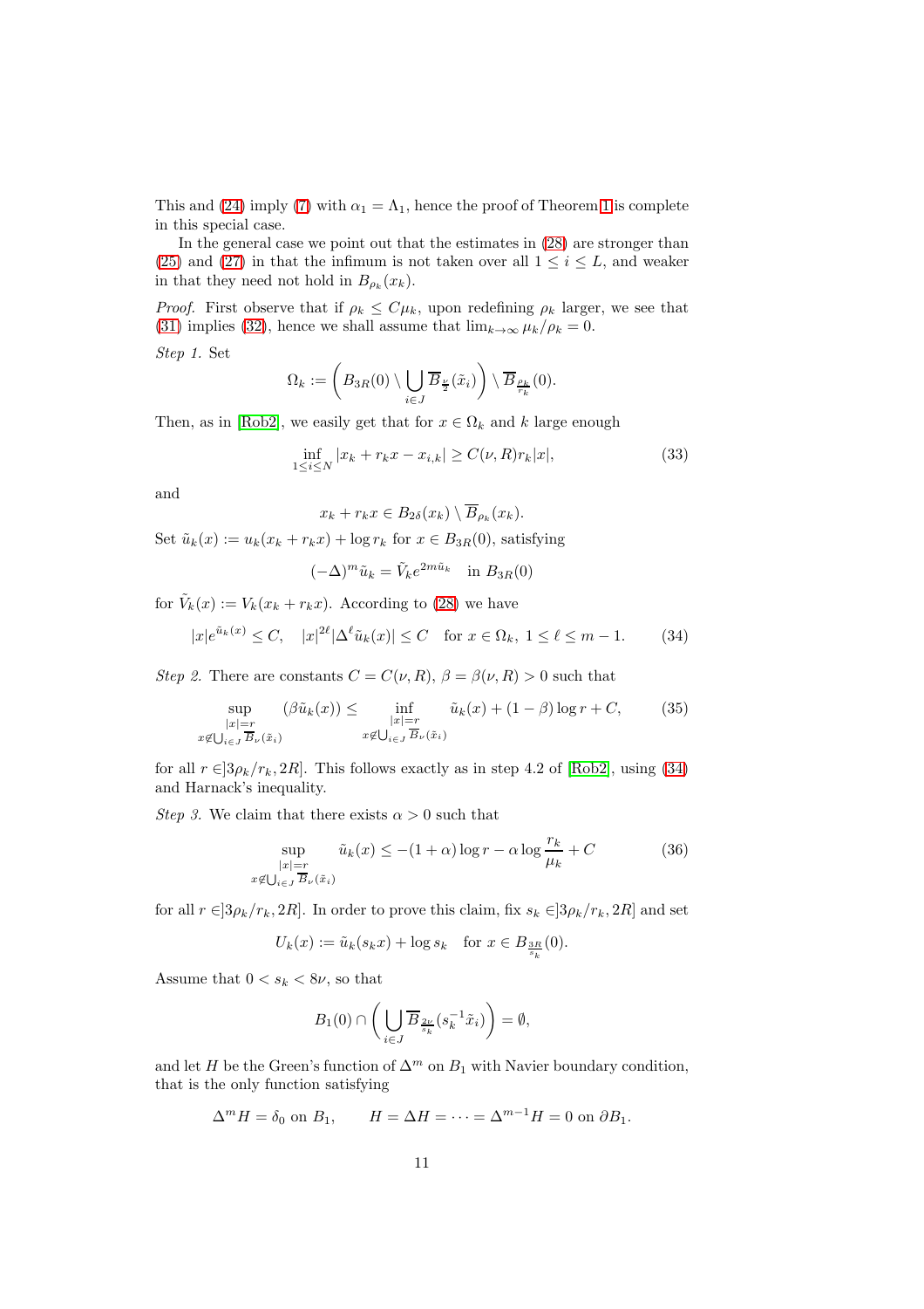This and (24) imply (7) with $\alpha_1 = \Lambda_1$, hence the proof of Theorem 1 is complete in this special case.

In the general case we point out that the estimates in (28) are stronger than (25) and (27) in that the infimum is not taken over all $1 \le i \le L$, and weaker in that they need not hold in $B_{\rho_k}(x_k)$.

*Proof.* First observe that if $\rho_k \le C\mu_k$, upon redefining $\rho_k$ larger, we see that (31) implies (32), hence we shall assume that $\lim_{k\to\infty} \mu_k/\rho_k = 0$.

*Step 1.* Set

$$\Omega_k := \left( B_{3R}(0) \setminus \bigcup_{i\in J} \overline{B}_{\frac{\nu}{2}}(\tilde{x}_i) \right) \setminus \overline{B}_{\frac{\rho_k}{r_k}}(0).$$

Then, as in [Rob2], we easily get that for $x \in \Omega_k$ and $k$ large enough

$$\inf_{1\le i\le N} |x_k + r_k x - x_{i,k}| \ge C(\nu, R) r_k |x|, \tag{33}$$

and

$$x_k + r_k x \in B_{2\delta}(x_k) \setminus \overline{B}_{\rho_k}(x_k).$$

Set $\tilde{u}_k(x) := u_k(x_k + r_k x) + \log r_k$ for $x \in B_{3R}(0)$, satisfying

$$(-\Delta)^m \tilde{u}_k = \tilde{V}_k e^{2m\tilde{u}_k} \quad \text{in } B_{3R}(0)$$

for $\tilde{V}_k(x) := V_k(x_k + r_k x)$. According to (28) we have

$$|x| e^{\tilde{u}_k(x)} \le C, \quad |x|^{2\ell} |\Delta^\ell \tilde{u}_k(x)| \le C \quad \text{for } x \in \Omega_k,\ 1 \le \ell \le m-1. \tag{34}$$

*Step 2.* There are constants $C = C(\nu, R)$, $\beta = \beta(\nu, R) > 0$ such that

$$\sup_{\substack{|x|=r \\ x \notin \bigcup_{i\in J} \overline{B}_\nu(\tilde{x}_i)}} (\beta \tilde{u}_k(x)) \le \inf_{\substack{|x|=r \\ x \notin \bigcup_{i\in J} \overline{B}_\nu(\tilde{x}_i)}} \tilde{u}_k(x) + (1-\beta)\log r + C, \tag{35}$$

for all $r \in ]3\rho_k/r_k, 2R]$. This follows exactly as in step 4.2 of [Rob2], using (34) and Harnack's inequality.

*Step 3.* We claim that there exists $\alpha > 0$ such that

$$\sup_{\substack{|x|=r \\ x \notin \bigcup_{i\in J} \overline{B}_\nu(\tilde{x}_i)}} \tilde{u}_k(x) \le -(1+\alpha)\log r - \alpha \log \frac{r_k}{\mu_k} + C \tag{36}$$

for all $r \in ]3\rho_k/r_k, 2R]$. In order to prove this claim, fix $s_k \in ]3\rho_k/r_k, 2R]$ and set

$$U_k(x) := \tilde{u}_k(s_k x) + \log s_k \quad \text{for } x \in B_{\frac{3R}{s_k}}(0).$$

Assume that $0 < s_k < 8\nu$, so that

$$B_1(0) \cap \left( \bigcup_{i\in J} \overline{B}_{\frac{2\nu}{s_k}}(s_k^{-1}\tilde{x}_i) \right) = \emptyset,$$

and let $H$ be the Green's function of $\Delta^m$ on $B_1$ with Navier boundary condition, that is the only function satisfying

$$\Delta^m H = \delta_0 \text{ on } B_1, \qquad H = \Delta H = \dots = \Delta^{m-1} H = 0 \text{ on } \partial B_1.$$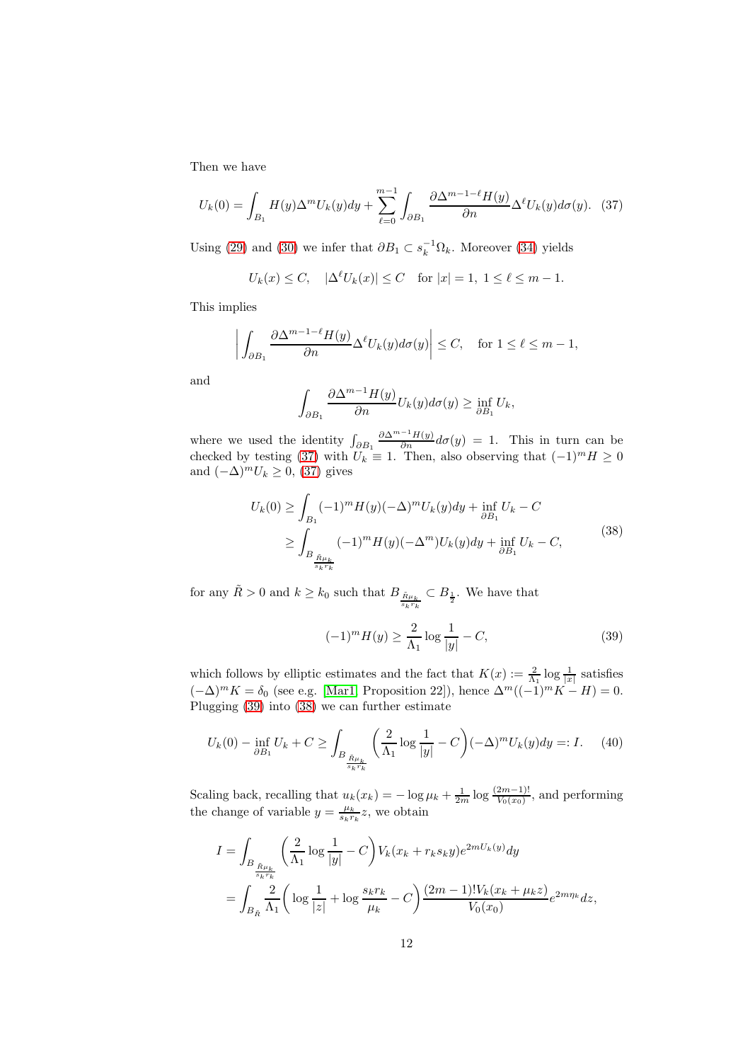Then we have

$$U_k(0) = \int_{B_1} H(y)\Delta^m U_k(y)dy + \sum_{\ell=0}^{m-1}\int_{\partial B_1} \frac{\partial \Delta^{m-1-\ell}H(y)}{\partial n}\Delta^\ell U_k(y)d\sigma(y). \quad (37)$$

Using (29) and (30) we infer that $\partial B_1 \subset s_k^{-1}\Omega_k$. Moreover (34) yields

$$U_k(x) \le C, \quad |\Delta^\ell U_k(x)| \le C \quad \text{for } |x| = 1,\ 1 \le \ell \le m-1.$$

This implies

$$\left|\int_{\partial B_1} \frac{\partial \Delta^{m-1-\ell}H(y)}{\partial n}\Delta^\ell U_k(y)d\sigma(y)\right| \le C, \quad \text{for } 1 \le \ell \le m-1,$$

and

$$\int_{\partial B_1} \frac{\partial \Delta^{m-1}H(y)}{\partial n} U_k(y)d\sigma(y) \ge \inf_{\partial B_1} U_k,$$

where we used the identity $\int_{\partial B_1} \frac{\partial \Delta^{m-1}H(y)}{\partial n}d\sigma(y) = 1$. This in turn can be checked by testing (37) with $U_k \equiv 1$. Then, also observing that $(-1)^m H \ge 0$ and $(-\Delta)^m U_k \ge 0$, (37) gives

$$\begin{aligned} U_k(0) &\ge \int_{B_1} (-1)^m H(y)(-\Delta)^m U_k(y)dy + \inf_{\partial B_1} U_k - C \\ &\ge \int_{B_{\frac{\tilde{R}\mu_k}{s_k r_k}}} (-1)^m H(y)(-\Delta^m)U_k(y)dy + \inf_{\partial B_1} U_k - C, \end{aligned} \quad (38)$$

for any $\tilde{R} > 0$ and $k \ge k_0$ such that $B_{\frac{\tilde{R}\mu_k}{s_k r_k}} \subset B_{\frac{1}{2}}$. We have that

$$(-1)^m H(y) \ge \frac{2}{\Lambda_1}\log\frac{1}{|y|} - C, \quad (39)$$

which follows by elliptic estimates and the fact that $K(x) := \frac{2}{\Lambda_1}\log\frac{1}{|x|}$ satisfies $(-\Delta)^m K = \delta_0$ (see e.g. [Mar1, Proposition 22]), hence $\Delta^m((-1)^m K - H) = 0$. Plugging (39) into (38) we can further estimate

$$U_k(0) - \inf_{\partial B_1} U_k + C \ge \int_{B_{\frac{\tilde{R}\mu_k}{s_k r_k}}} \left(\frac{2}{\Lambda_1}\log\frac{1}{|y|} - C\right)(-\Delta)^m U_k(y)dy =: I. \quad (40)$$

Scaling back, recalling that $u_k(x_k) = -\log\mu_k + \frac{1}{2m}\log\frac{(2m-1)!}{V_0(x_0)}$, and performing the change of variable $y = \frac{\mu_k}{s_k r_k}z$, we obtain

$$\begin{aligned} I &= \int_{B_{\frac{\tilde{R}\mu_k}{s_k r_k}}} \left(\frac{2}{\Lambda_1}\log\frac{1}{|y|} - C\right)V_k(x_k + r_k s_k y)e^{2mU_k(y)}dy \\ &= \int_{B_{\tilde{R}}} \frac{2}{\Lambda_1}\left(\log\frac{1}{|z|} + \log\frac{s_k r_k}{\mu_k} - C\right)\frac{(2m-1)!V_k(x_k + \mu_k z)}{V_0(x_0)}e^{2m\eta_k}dz, \end{aligned}$$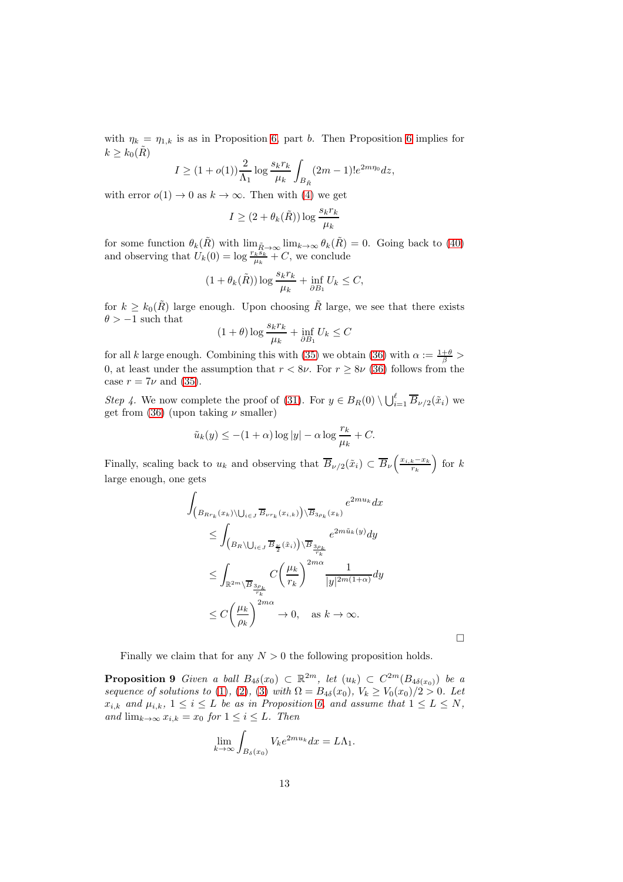with $\eta_k = \eta_{1,k}$ is as in Proposition 6, part *b*. Then Proposition 6 implies for $k \geq k_0(\tilde{R})$

$$I \geq (1 + o(1))\frac{2}{\Lambda_1}\log\frac{s_k r_k}{\mu_k}\int_{B_{\tilde{R}}}(2m-1)!e^{2m\eta_0}dz,$$

with error $o(1) \to 0$ as $k \to \infty$. Then with (4) we get

$$I \geq (2 + \theta_k(\tilde{R}))\log\frac{s_k r_k}{\mu_k}$$

for some function $\theta_k(\tilde{R})$ with $\lim_{\tilde{R}\to\infty}\lim_{k\to\infty}\theta_k(\tilde{R}) = 0$. Going back to (40) and observing that $U_k(0) = \log\frac{r_k s_k}{\mu_k} + C$, we conclude

$$(1 + \theta_k(\tilde{R}))\log\frac{s_k r_k}{\mu_k} + \inf_{\partial B_1} U_k \leq C,$$

for $k \geq k_0(\tilde{R})$ large enough. Upon choosing $\tilde{R}$ large, we see that there exists $\theta > -1$ such that

$$(1+\theta)\log\frac{s_k r_k}{\mu_k} + \inf_{\partial B_1} U_k \leq C$$

for all $k$ large enough. Combining this with (35) we obtain (36) with $\alpha := \frac{1+\theta}{\beta} > 0$, at least under the assumption that $r < 8\nu$. For $r \geq 8\nu$ (36) follows from the case $r = 7\nu$ and (35).

*Step 4.* We now complete the proof of (31). For $y \in B_R(0) \setminus \bigcup_{i=1}^{\ell} \overline{B}_{\nu/2}(\tilde{x}_i)$ we get from (36) (upon taking $\nu$ smaller)

$$\tilde{u}_k(y) \leq -(1+\alpha)\log|y| - \alpha\log\frac{r_k}{\mu_k} + C.$$

Finally, scaling back to $u_k$ and observing that $\overline{B}_{\nu/2}(\tilde{x}_i) \subset \overline{B}_{\nu}\left(\frac{x_{i,k}-x_k}{r_k}\right)$ for $k$ large enough, one gets

$$\begin{aligned}
&\int_{\left(B_{Rr_k}(x_k)\setminus\bigcup_{i\in J}\overline{B}_{\nu r_k}(x_{i,k})\right)\setminus\overline{B}_{3\rho_k}(x_k)} e^{2mu_k}dx \\
&\leq \int_{\left(B_R\setminus\bigcup_{i\in J}\overline{B}_{\frac{\nu}{2}}(\tilde{x}_i)\right)\setminus\overline{B}_{\frac{3\rho_k}{r_k}}} e^{2m\tilde{u}_k(y)}dy \\
&\leq \int_{\mathbb{R}^{2m}\setminus\overline{B}_{\frac{3\rho_k}{r_k}}} C\left(\frac{\mu_k}{r_k}\right)^{2m\alpha}\frac{1}{|y|^{2m(1+\alpha)}}dy \\
&\leq C\left(\frac{\mu_k}{\rho_k}\right)^{2m\alpha} \to 0, \quad \text{as } k\to\infty.
\end{aligned}$$

□

Finally we claim that for any $N > 0$ the following proposition holds.

**Proposition 9** *Given a ball $B_{4\delta}(x_0) \subset \mathbb{R}^{2m}$, let $(u_k) \subset C^{2m}(B_{4\delta(x_0)})$ be a sequence of solutions to (1), (2), (3) with $\Omega = B_{4\delta}(x_0)$, $V_k \geq V_0(x_0)/2 > 0$. Let $x_{i,k}$ and $\mu_{i,k}$, $1 \leq i \leq L$ be as in Proposition 6, and assume that $1 \leq L \leq N$, and $\lim_{k\to\infty} x_{i,k} = x_0$ for $1 \leq i \leq L$. Then*

$$\lim_{k\to\infty}\int_{B_\delta(x_0)} V_k e^{2mu_k}dx = L\Lambda_1.$$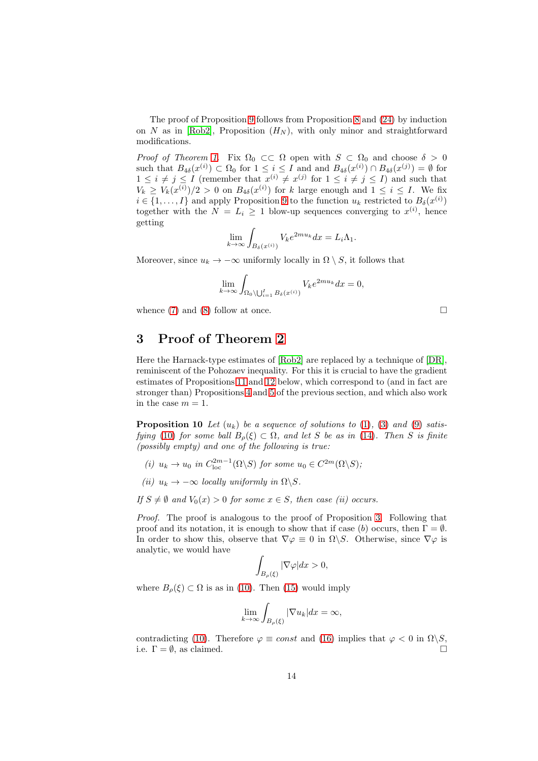The proof of Proposition 9 follows from Proposition 8 and (24) by induction on $N$ as in [Rob2], Proposition $(H_N)$, with only minor and straightforward modifications.

*Proof of Theorem 1.* Fix $\Omega_0 \subset\subset \Omega$ open with $S \subset \Omega_0$ and choose $\delta > 0$ such that $B_{4\delta}(x^{(i)}) \subset \Omega_0$ for $1 \le i \le I$ and and $B_{4\delta}(x^{(i)}) \cap B_{4\delta}(x^{(j)}) = \emptyset$ for $1 \le i \ne j \le I$ (remember that $x^{(i)} \ne x^{(j)}$ for $1 \le i \ne j \le I$) and such that $V_k \ge V_k(x^{(i)})/2 > 0$ on $B_{4\delta}(x^{(i)})$ for $k$ large enough and $1 \le i \le I$. We fix $i \in \{1, \dots, I\}$ and apply Proposition 9 to the function $u_k$ restricted to $B_\delta(x^{(i)})$ together with the $N = L_i \ge 1$ blow-up sequences converging to $x^{(i)}$, hence getting

$$\lim_{k\to\infty} \int_{B_\delta(x^{(i)})} V_k e^{2mu_k} dx = L_i \Lambda_1.$$

Moreover, since $u_k \to -\infty$ uniformly locally in $\Omega \setminus S$, it follows that

$$\lim_{k\to\infty} \int_{\Omega_0 \setminus \bigcup_{i=1}^I B_\delta(x^{(i)})} V_k e^{2mu_k} dx = 0,$$

whence (7) and (8) follow at once. $\square$

## 3 Proof of Theorem 2

Here the Harnack-type estimates of [Rob2] are replaced by a technique of [DR], reminiscent of the Pohozaev inequality. For this it is crucial to have the gradient estimates of Propositions 11 and 12 below, which correspond to (and in fact are stronger than) Propositions 4 and 5 of the previous section, and which also work in the case $m = 1$.

**Proposition 10** *Let $(u_k)$ be a sequence of solutions to (1), (3) and (9) satisfying (10) for some ball $B_\rho(\xi) \subset \Omega$, and let $S$ be as in (14). Then $S$ is finite (possibly empty) and one of the following is true:*

*(i) $u_k \to u_0$ in $C^{2m-1}_{\mathrm{loc}}(\Omega \backslash S)$ for some $u_0 \in C^{2m}(\Omega \backslash S)$;*

*(ii) $u_k \to -\infty$ locally uniformly in $\Omega \backslash S$.*

*If $S \ne \emptyset$ and $V_0(x) > 0$ for some $x \in S$, then case (ii) occurs.*

*Proof.* The proof is analogous to the proof of Proposition 3. Following that proof and its notation, it is enough to show that if case $(b)$ occurs, then $\Gamma = \emptyset$. In order to show this, observe that $\nabla\varphi \equiv 0$ in $\Omega \backslash S$. Otherwise, since $\nabla\varphi$ is analytic, we would have

$$\int_{B_\rho(\xi)} |\nabla\varphi| dx > 0,$$

where $B_\rho(\xi) \subset \Omega$ is as in (10). Then (15) would imply

$$\lim_{k\to\infty} \int_{B_\rho(\xi)} |\nabla u_k| dx = \infty,$$

contradicting (10). Therefore $\varphi \equiv const$ and (16) implies that $\varphi < 0$ in $\Omega \backslash S$, i.e. $\Gamma = \emptyset$, as claimed. $\square$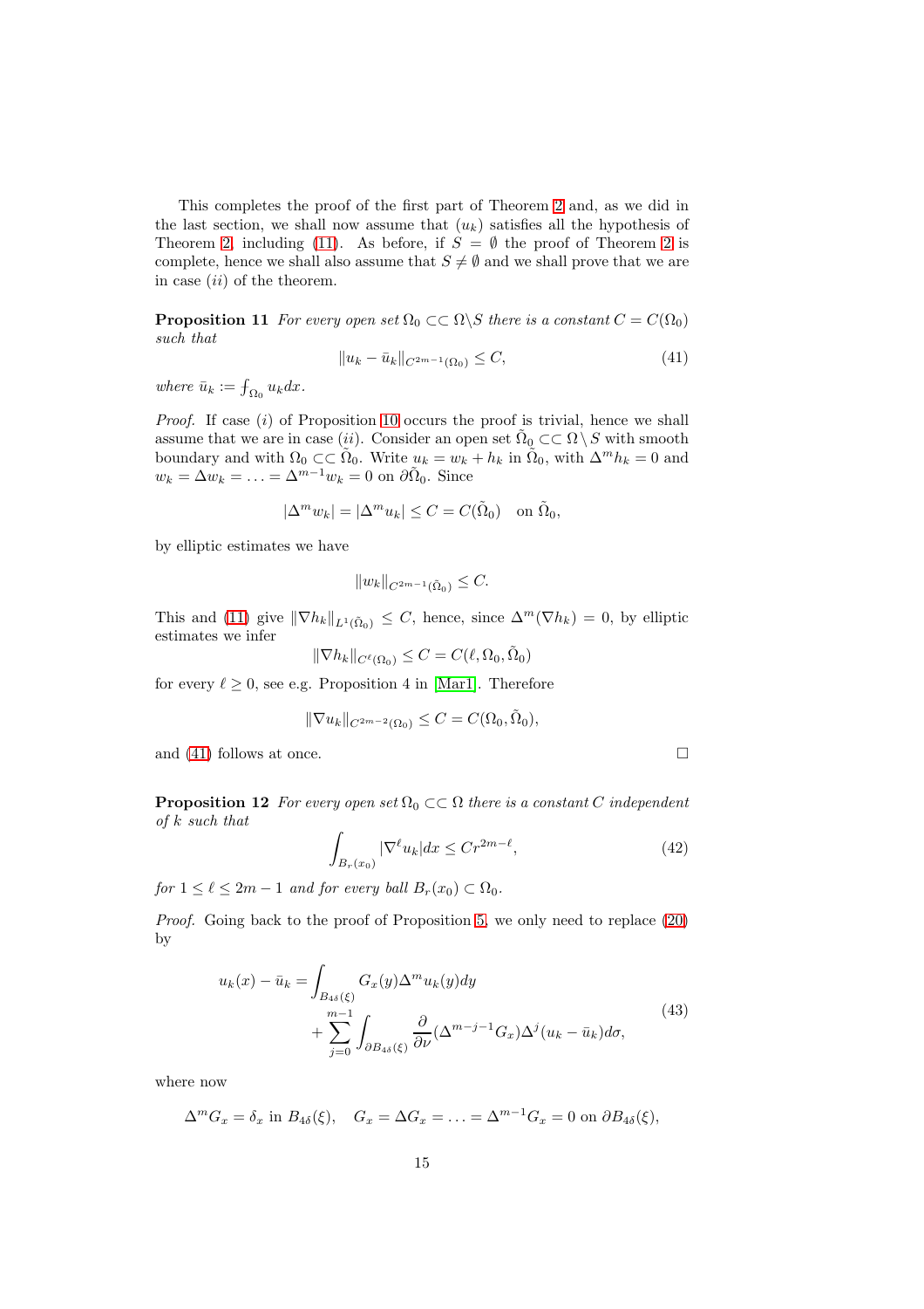This completes the proof of the first part of Theorem 2 and, as we did in the last section, we shall now assume that $(u_k)$ satisfies all the hypothesis of Theorem 2, including (11). As before, if $S = \emptyset$ the proof of Theorem 2 is complete, hence we shall also assume that $S \neq \emptyset$ and we shall prove that we are in case $(ii)$ of the theorem.

**Proposition 11** *For every open set $\Omega_0 \subset\subset \Omega \backslash S$ there is a constant $C = C(\Omega_0)$ such that*

$$\|u_k - \bar{u}_k\|_{C^{2m-1}(\Omega_0)} \leq C, \tag{41}$$

*where $\bar{u}_k := \fint_{\Omega_0} u_k dx$.*

*Proof.* If case $(i)$ of Proposition 10 occurs the proof is trivial, hence we shall assume that we are in case $(ii)$. Consider an open set $\tilde{\Omega}_0 \subset\subset \Omega \setminus S$ with smooth boundary and with $\Omega_0 \subset\subset \tilde{\Omega}_0$. Write $u_k = w_k + h_k$ in $\tilde{\Omega}_0$, with $\Delta^m h_k = 0$ and $w_k = \Delta w_k = \ldots = \Delta^{m-1} w_k = 0$ on $\partial\tilde{\Omega}_0$. Since

$$|\Delta^m w_k| = |\Delta^m u_k| \leq C = C(\tilde{\Omega}_0) \quad \text{on } \tilde{\Omega}_0,$$

by elliptic estimates we have

$$\|w_k\|_{C^{2m-1}(\tilde{\Omega}_0)} \leq C.$$

This and (11) give $\|\nabla h_k\|_{L^1(\tilde{\Omega}_0)} \leq C$, hence, since $\Delta^m(\nabla h_k) = 0$, by elliptic estimates we infer

$$\|\nabla h_k\|_{C^\ell(\Omega_0)} \leq C = C(\ell, \Omega_0, \tilde{\Omega}_0)$$

for every $\ell \geq 0$, see e.g. Proposition 4 in [Mar1]. Therefore

$$\|\nabla u_k\|_{C^{2m-2}(\Omega_0)} \leq C = C(\Omega_0, \tilde{\Omega}_0),$$

and (41) follows at once. $\square$

**Proposition 12** *For every open set $\Omega_0 \subset\subset \Omega$ there is a constant $C$ independent of $k$ such that*

$$\int_{B_r(x_0)} |\nabla^\ell u_k| dx \leq C r^{2m-\ell}, \tag{42}$$

*for $1 \leq \ell \leq 2m-1$ and for every ball $B_r(x_0) \subset \Omega_0$.*

*Proof.* Going back to the proof of Proposition 5, we only need to replace (20) by

$$\begin{aligned} u_k(x) - \bar{u}_k = &\int_{B_{4\delta}(\xi)} G_x(y) \Delta^m u_k(y) dy \\ &+ \sum_{j=0}^{m-1} \int_{\partial B_{4\delta}(\xi)} \frac{\partial}{\partial \nu} (\Delta^{m-j-1} G_x) \Delta^j (u_k - \bar{u}_k) d\sigma, \end{aligned} \tag{43}$$

where now

$$\Delta^m G_x = \delta_x \text{ in } B_{4\delta}(\xi), \quad G_x = \Delta G_x = \ldots = \Delta^{m-1} G_x = 0 \text{ on } \partial B_{4\delta}(\xi),$$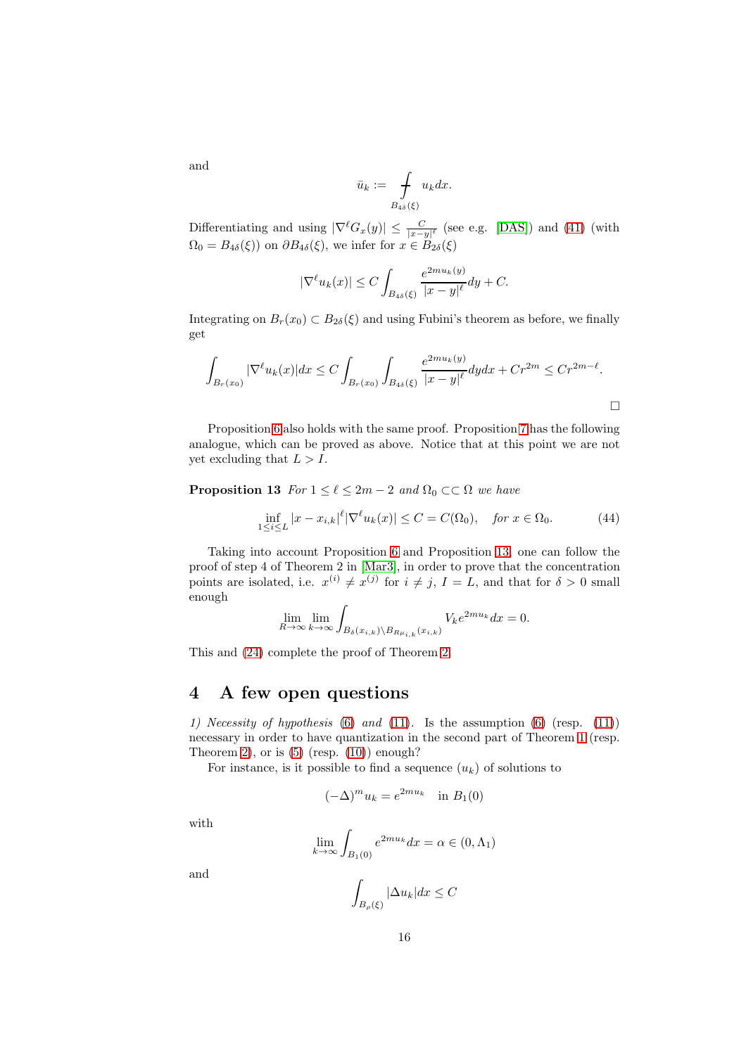and

$$\bar{u}_k := \fint_{B_{4\delta}(\xi)} u_k dx.$$

Differentiating and using $|\nabla^\ell G_x(y)| \leq \frac{C}{|x-y|^\ell}$ (see e.g. [DAS]) and (41) (with $\Omega_0 = B_{4\delta}(\xi)$) on $\partial B_{4\delta}(\xi)$, we infer for $x \in B_{2\delta}(\xi)$

$$|\nabla^\ell u_k(x)| \leq C \int_{B_{4\delta}(\xi)} \frac{e^{2mu_k(y)}}{|x-y|^\ell} dy + C.$$

Integrating on $B_r(x_0) \subset B_{2\delta}(\xi)$ and using Fubini's theorem as before, we finally get

$$\int_{B_r(x_0)} |\nabla^\ell u_k(x)| dx \leq C \int_{B_r(x_0)} \int_{B_{4\delta}(\xi)} \frac{e^{2mu_k(y)}}{|x-y|^\ell} dy dx + Cr^{2m} \leq Cr^{2m-\ell}.$$

$\square$

Proposition 6 also holds with the same proof. Proposition 7 has the following analogue, which can be proved as above. Notice that at this point we are not yet excluding that $L > I$.

**Proposition 13** *For $1 \leq \ell \leq 2m-2$ and $\Omega_0 \subset\subset \Omega$ we have*

$$\inf_{1 \leq i \leq L} |x - x_{i,k}|^\ell |\nabla^\ell u_k(x)| \leq C = C(\Omega_0), \quad \text{for } x \in \Omega_0. \tag{44}$$

Taking into account Proposition 6 and Proposition 13, one can follow the proof of step 4 of Theorem 2 in [Mar3], in order to prove that the concentration points are isolated, i.e. $x^{(i)} \neq x^{(j)}$ for $i \neq j$, $I = L$, and that for $\delta > 0$ small enough

$$\lim_{R \to \infty} \lim_{k \to \infty} \int_{B_\delta(x_{i,k}) \setminus B_{R\mu_{i,k}}(x_{i,k})} V_k e^{2mu_k} dx = 0.$$

This and (24) complete the proof of Theorem 2.

## 4 A few open questions

*1) Necessity of hypothesis* (6) *and* (11). Is the assumption (6) (resp. (11)) necessary in order to have quantization in the second part of Theorem 1 (resp. Theorem 2), or is (5) (resp. (10)) enough?

For instance, is it possible to find a sequence $(u_k)$ of solutions to

$$(-\Delta)^m u_k = e^{2mu_k} \quad \text{in } B_1(0)$$

with

$$\lim_{k \to \infty} \int_{B_1(0)} e^{2mu_k} dx = \alpha \in (0, \Lambda_1)$$

and

$$\int_{B_\rho(\xi)} |\Delta u_k| dx \leq C$$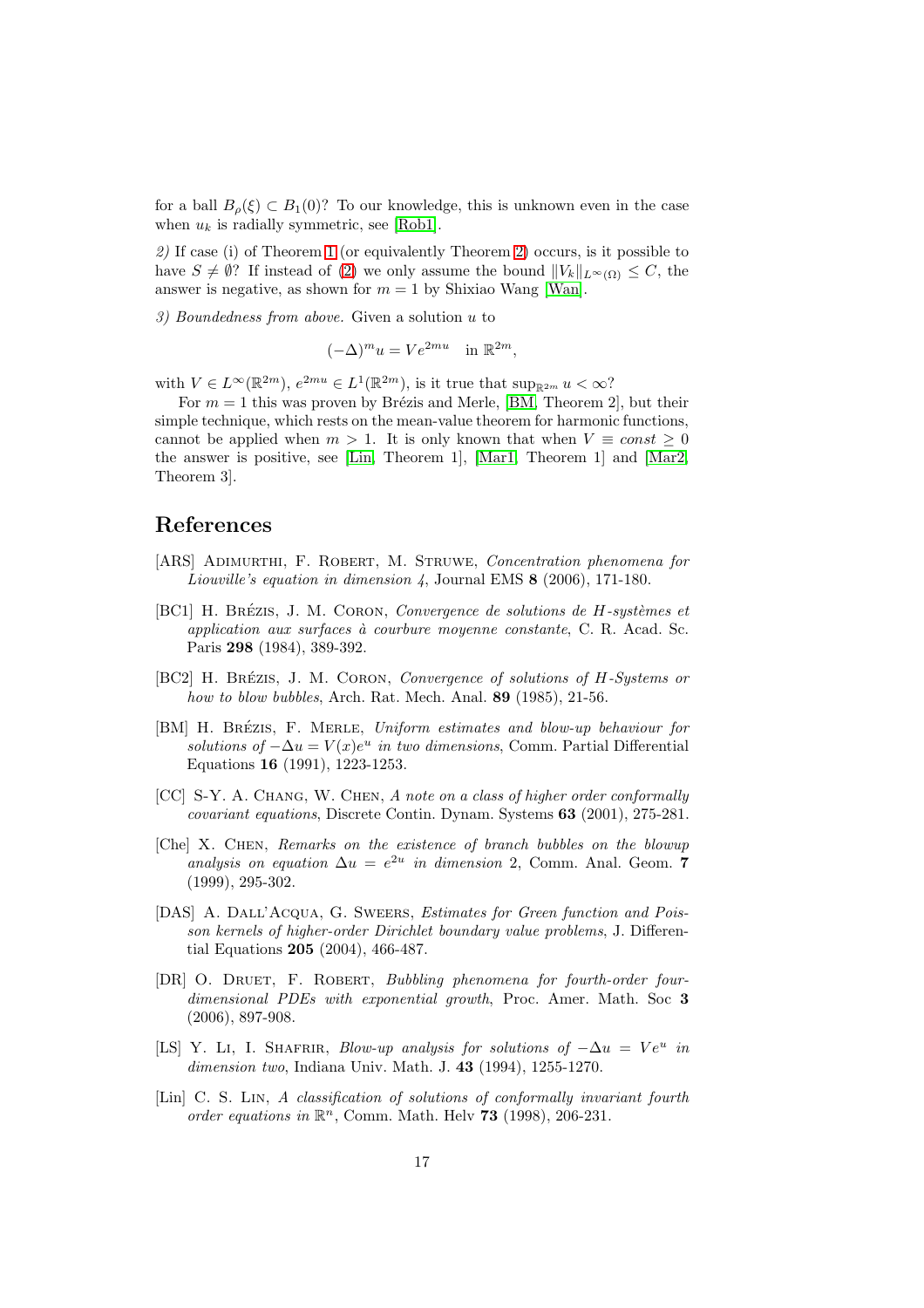for a ball $B_\rho(\xi) \subset B_1(0)$? To our knowledge, this is unknown even in the case when $u_k$ is radially symmetric, see [Rob1].

*2)* If case (i) of Theorem 1 (or equivalently Theorem 2) occurs, is it possible to have $S \neq \emptyset$? If instead of (2) we only assume the bound $\|V_k\|_{L^\infty(\Omega)} \leq C$, the answer is negative, as shown for $m = 1$ by Shixiao Wang [Wan].

*3) Boundedness from above.* Given a solution $u$ to

$$(-\Delta)^m u = V e^{2mu} \quad \text{in } \mathbb{R}^{2m},$$

with $V \in L^\infty(\mathbb{R}^{2m})$, $e^{2mu} \in L^1(\mathbb{R}^{2m})$, is it true that $\sup_{\mathbb{R}^{2m}} u < \infty$?

For $m = 1$ this was proven by Brézis and Merle, [BM, Theorem 2], but their simple technique, which rests on the mean-value theorem for harmonic functions, cannot be applied when $m > 1$. It is only known that when $V \equiv const \geq 0$ the answer is positive, see [Lin, Theorem 1], [Mar1, Theorem 1] and [Mar2, Theorem 3].

## References

[ARS] Adimurthi, F. Robert, M. Struwe, *Concentration phenomena for Liouville's equation in dimension 4*, Journal EMS **8** (2006), 171-180.

[BC1] H. Brézis, J. M. Coron, *Convergence de solutions de H-systèmes et application aux surfaces à courbure moyenne constante*, C. R. Acad. Sc. Paris **298** (1984), 389-392.

[BC2] H. Brézis, J. M. Coron, *Convergence of solutions of H-Systems or how to blow bubbles*, Arch. Rat. Mech. Anal. **89** (1985), 21-56.

[BM] H. Brézis, F. Merle, *Uniform estimates and blow-up behaviour for solutions of $-\Delta u = V(x)e^u$ in two dimensions*, Comm. Partial Differential Equations **16** (1991), 1223-1253.

[CC] S-Y. A. Chang, W. Chen, *A note on a class of higher order conformally covariant equations*, Discrete Contin. Dynam. Systems **63** (2001), 275-281.

[Che] X. Chen, *Remarks on the existence of branch bubbles on the blowup analysis on equation $\Delta u = e^{2u}$ in dimension 2*, Comm. Anal. Geom. **7** (1999), 295-302.

[DAS] A. Dall'Acqua, G. Sweers, *Estimates for Green function and Poisson kernels of higher-order Dirichlet boundary value problems*, J. Differential Equations **205** (2004), 466-487.

[DR] O. Druet, F. Robert, *Bubbling phenomena for fourth-order four-dimensional PDEs with exponential growth*, Proc. Amer. Math. Soc **3** (2006), 897-908.

[LS] Y. Li, I. Shafrir, *Blow-up analysis for solutions of $-\Delta u = Ve^u$ in dimension two*, Indiana Univ. Math. J. **43** (1994), 1255-1270.

[Lin] C. S. Lin, *A classification of solutions of conformally invariant fourth order equations in $\mathbb{R}^n$*, Comm. Math. Helv **73** (1998), 206-231.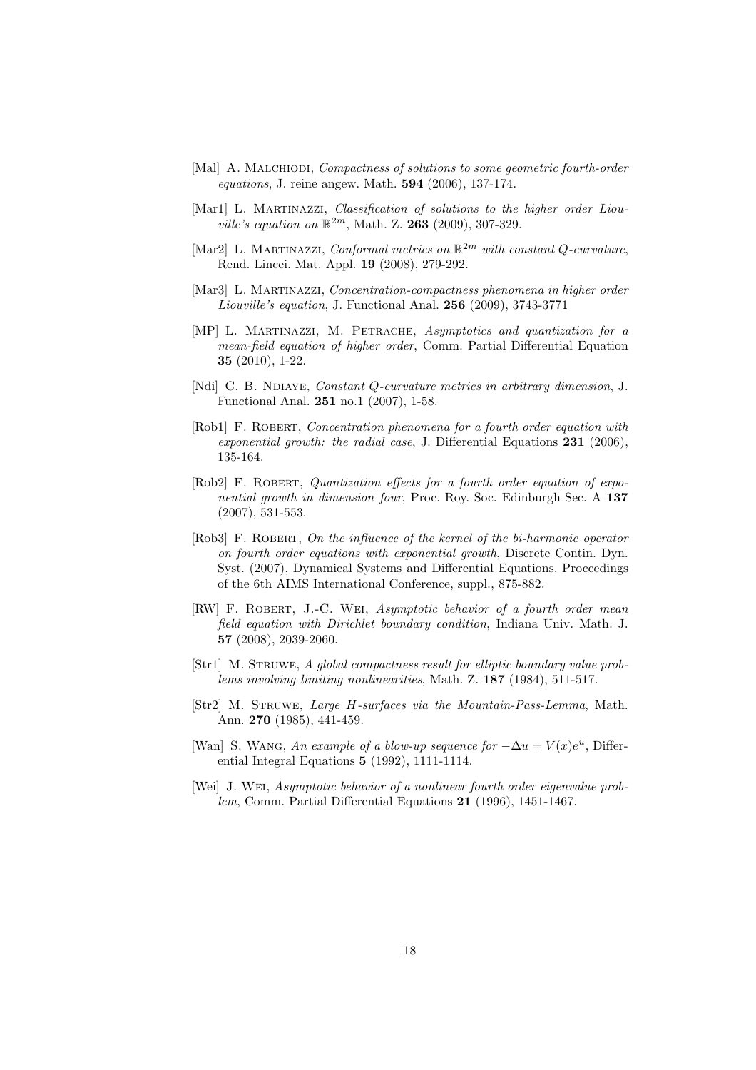[Mal] A. Malchiodi, *Compactness of solutions to some geometric fourth-order equations*, J. reine angew. Math. **594** (2006), 137-174.

[Mar1] L. Martinazzi, *Classification of solutions to the higher order Liouville's equation on $\mathbb{R}^{2m}$*, Math. Z. **263** (2009), 307-329.

[Mar2] L. Martinazzi, *Conformal metrics on $\mathbb{R}^{2m}$ with constant Q-curvature*, Rend. Lincei. Mat. Appl. **19** (2008), 279-292.

[Mar3] L. Martinazzi, *Concentration-compactness phenomena in higher order Liouville's equation*, J. Functional Anal. **256** (2009), 3743-3771

[MP] L. Martinazzi, M. Petrache, *Asymptotics and quantization for a mean-field equation of higher order*, Comm. Partial Differential Equation **35** (2010), 1-22.

[Ndi] C. B. Ndiaye, *Constant Q-curvature metrics in arbitrary dimension*, J. Functional Anal. **251** no.1 (2007), 1-58.

[Rob1] F. Robert, *Concentration phenomena for a fourth order equation with exponential growth: the radial case*, J. Differential Equations **231** (2006), 135-164.

[Rob2] F. Robert, *Quantization effects for a fourth order equation of exponential growth in dimension four*, Proc. Roy. Soc. Edinburgh Sec. A **137** (2007), 531-553.

[Rob3] F. Robert, *On the influence of the kernel of the bi-harmonic operator on fourth order equations with exponential growth*, Discrete Contin. Dyn. Syst. (2007), Dynamical Systems and Differential Equations. Proceedings of the 6th AIMS International Conference, suppl., 875-882.

[RW] F. Robert, J.-C. Wei, *Asymptotic behavior of a fourth order mean field equation with Dirichlet boundary condition*, Indiana Univ. Math. J. **57** (2008), 2039-2060.

[Str1] M. Struwe, *A global compactness result for elliptic boundary value problems involving limiting nonlinearities*, Math. Z. **187** (1984), 511-517.

[Str2] M. Struwe, *Large H-surfaces via the Mountain-Pass-Lemma*, Math. Ann. **270** (1985), 441-459.

[Wan] S. Wang, *An example of a blow-up sequence for $-\Delta u = V(x)e^u$*, Differential Integral Equations **5** (1992), 1111-1114.

[Wei] J. Wei, *Asymptotic behavior of a nonlinear fourth order eigenvalue problem*, Comm. Partial Differential Equations **21** (1996), 1451-1467.